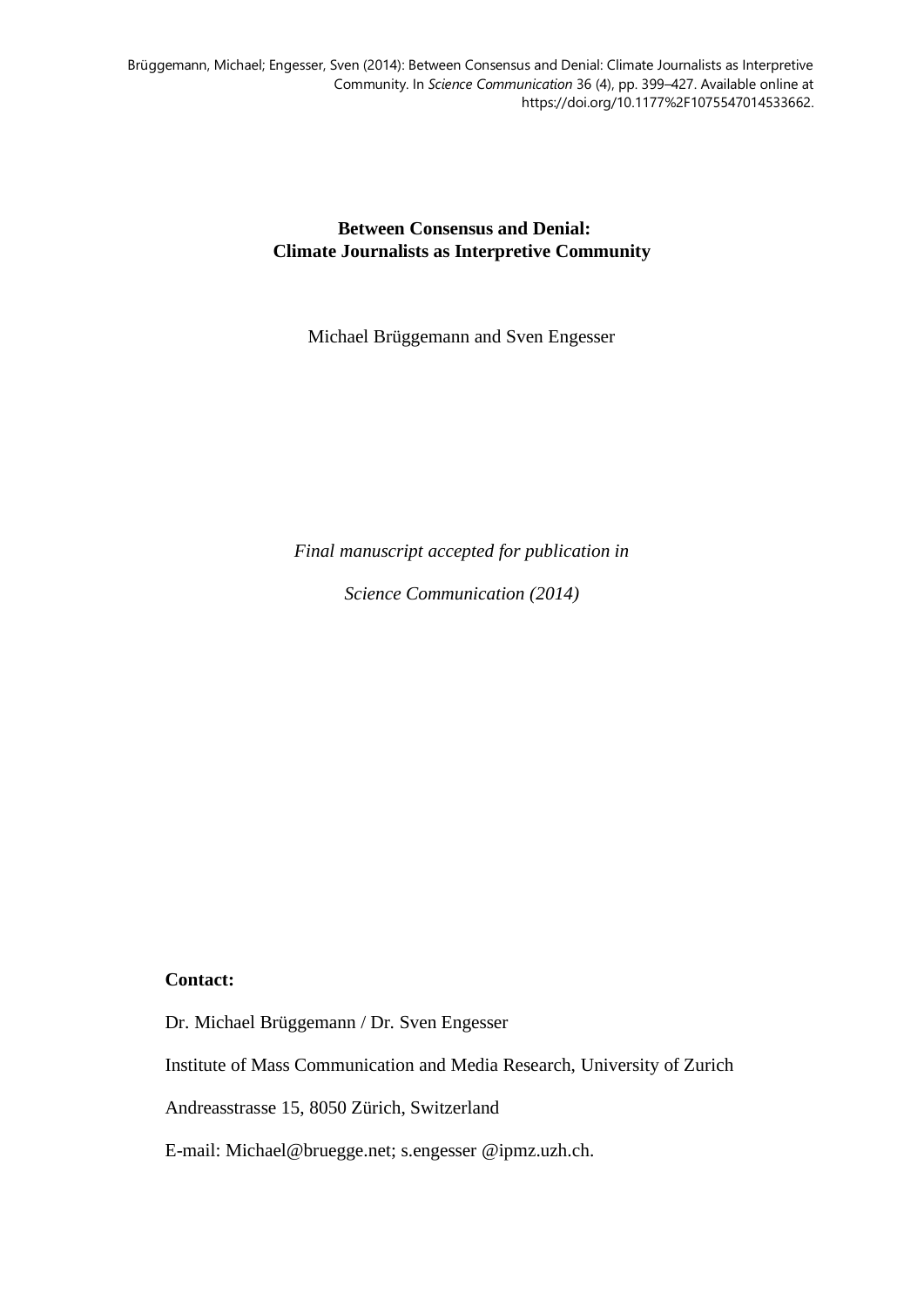Brüggemann, Michael; Engesser, Sven (2014): Between Consensus and Denial: Climate Journalists as Interpretive Community. In *Science Communication* 36 (4), pp. 399–427. Available online at https://doi.org/10.1177%2F1075547014533662.

# Between Consensus and Denial: Climate Journalists as Interpretive Community

Michael Brüggemann and Sven Engesser

*Final manuscript accepted for publication in*

*Science Communication (2014)*

**Contact:**

Dr. Michael Brüggemann / Dr. Sven Engesser

Institute of Mass Communication and Media Research, University of Zurich

Andreasstrasse 15, 8050 Zürich, Switzerland

E-mail: Michael@bruegge.net; s.engesser @ipmz.uzh.ch.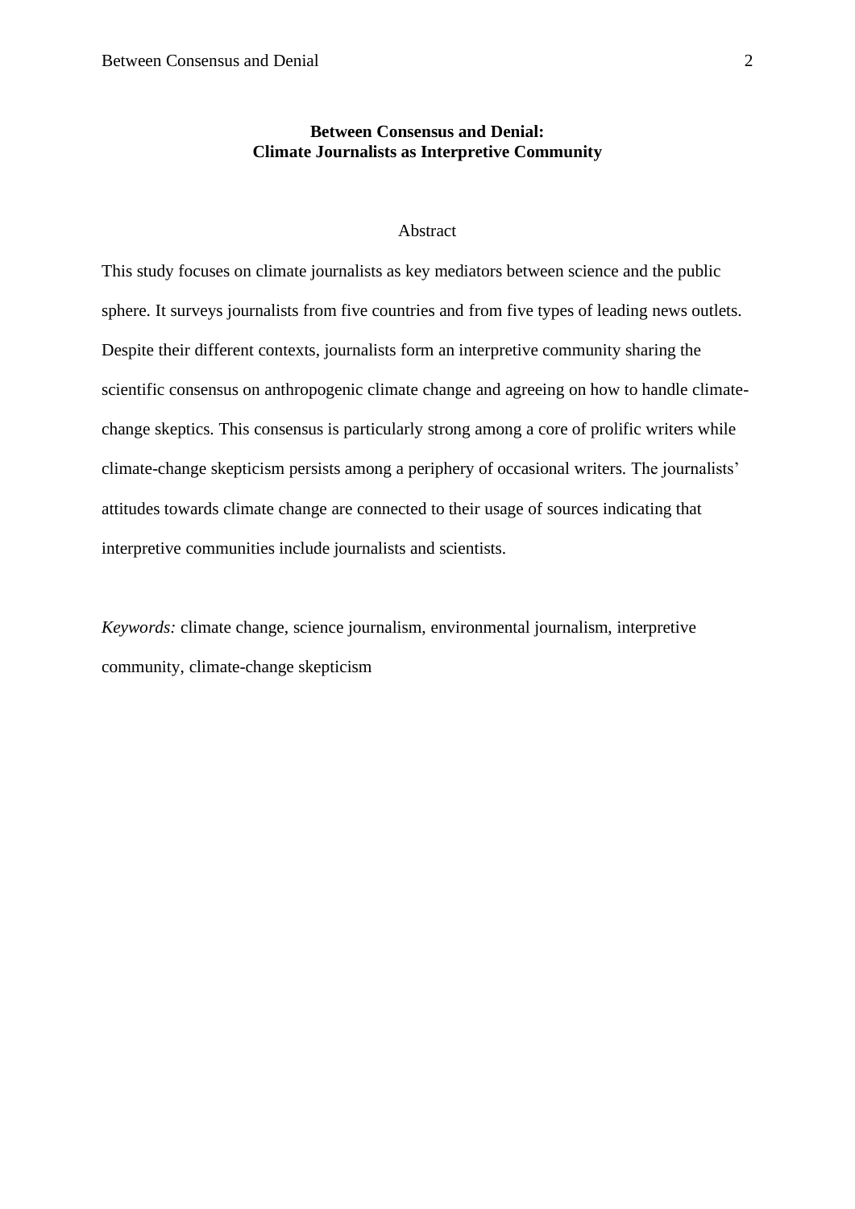# Between Consensus and Denial: Climate Journalists as Interpretive Community

## Abstract

This study focuses on climate journalists as key mediators between science and the public sphere. It surveys journalists from five countries and from five types of leading news outlets. Despite their different contexts, journalists form an interpretive community sharing the scientific consensus on anthropogenic climate change and agreeing on how to handle climate-change skeptics. This consensus is particularly strong among a core of prolific writers while climate-change skepticism persists among a periphery of occasional writers. The journalists' attitudes towards climate change are connected to their usage of sources indicating that interpretive communities include journalists and scientists.

*Keywords:* climate change, science journalism, environmental journalism, interpretive community, climate-change skepticism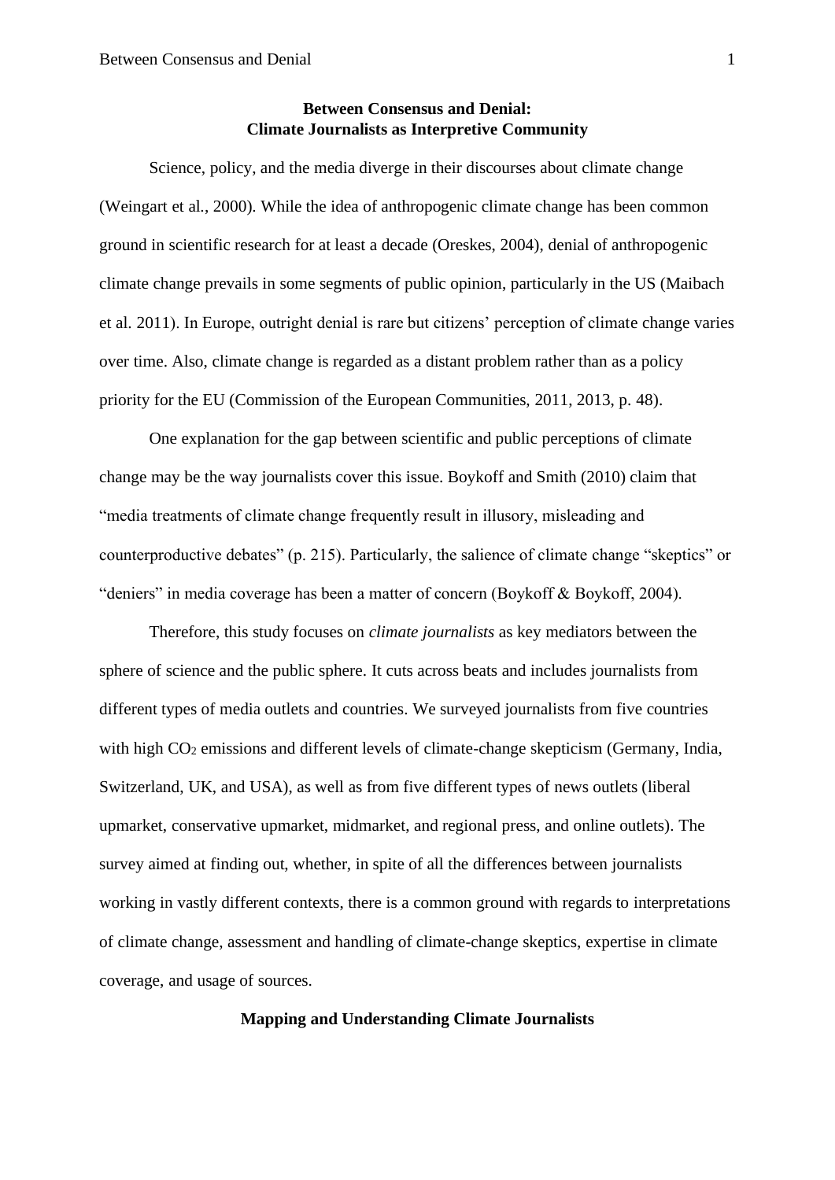# Between Consensus and Denial: Climate Journalists as Interpretive Community

Science, policy, and the media diverge in their discourses about climate change (Weingart et al., 2000). While the idea of anthropogenic climate change has been common ground in scientific research for at least a decade (Oreskes, 2004), denial of anthropogenic climate change prevails in some segments of public opinion, particularly in the US (Maibach et al. 2011). In Europe, outright denial is rare but citizens' perception of climate change varies over time. Also, climate change is regarded as a distant problem rather than as a policy priority for the EU (Commission of the European Communities, 2011, 2013, p. 48).

One explanation for the gap between scientific and public perceptions of climate change may be the way journalists cover this issue. Boykoff and Smith (2010) claim that "media treatments of climate change frequently result in illusory, misleading and counterproductive debates" (p. 215). Particularly, the salience of climate change "skeptics" or "deniers" in media coverage has been a matter of concern (Boykoff & Boykoff, 2004).

Therefore, this study focuses on *climate journalists* as key mediators between the sphere of science and the public sphere. It cuts across beats and includes journalists from different types of media outlets and countries. We surveyed journalists from five countries with high $CO_2$ emissions and different levels of climate-change skepticism (Germany, India, Switzerland, UK, and USA), as well as from five different types of news outlets (liberal upmarket, conservative upmarket, midmarket, and regional press, and online outlets). The survey aimed at finding out, whether, in spite of all the differences between journalists working in vastly different contexts, there is a common ground with regards to interpretations of climate change, assessment and handling of climate-change skeptics, expertise in climate coverage, and usage of sources.

## Mapping and Understanding Climate Journalists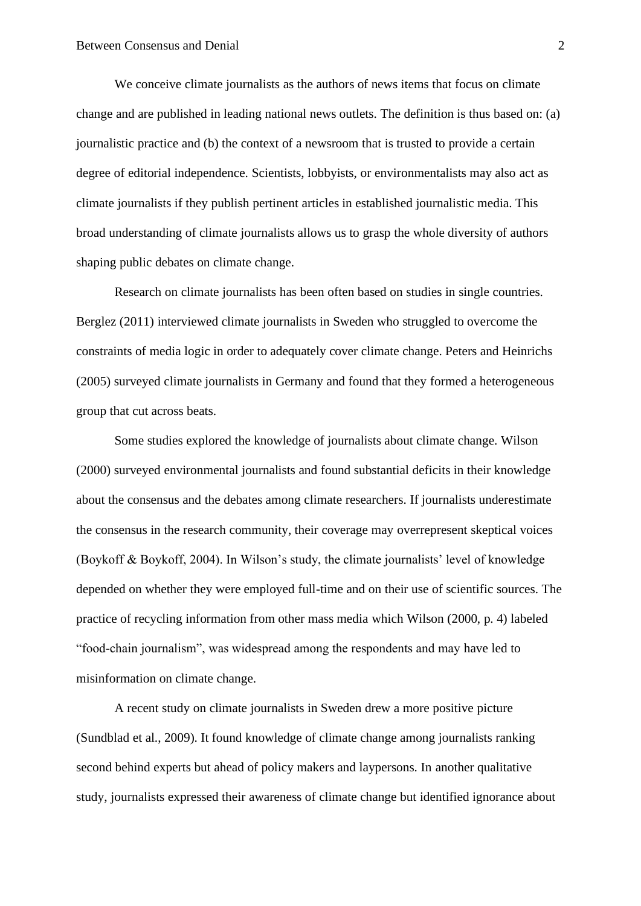We conceive climate journalists as the authors of news items that focus on climate change and are published in leading national news outlets. The definition is thus based on: (a) journalistic practice and (b) the context of a newsroom that is trusted to provide a certain degree of editorial independence. Scientists, lobbyists, or environmentalists may also act as climate journalists if they publish pertinent articles in established journalistic media. This broad understanding of climate journalists allows us to grasp the whole diversity of authors shaping public debates on climate change.

Research on climate journalists has been often based on studies in single countries. Berglez (2011) interviewed climate journalists in Sweden who struggled to overcome the constraints of media logic in order to adequately cover climate change. Peters and Heinrichs (2005) surveyed climate journalists in Germany and found that they formed a heterogeneous group that cut across beats.

Some studies explored the knowledge of journalists about climate change. Wilson (2000) surveyed environmental journalists and found substantial deficits in their knowledge about the consensus and the debates among climate researchers. If journalists underestimate the consensus in the research community, their coverage may overrepresent skeptical voices (Boykoff & Boykoff, 2004). In Wilson's study, the climate journalists' level of knowledge depended on whether they were employed full-time and on their use of scientific sources. The practice of recycling information from other mass media which Wilson (2000, p. 4) labeled "food-chain journalism", was widespread among the respondents and may have led to misinformation on climate change.

A recent study on climate journalists in Sweden drew a more positive picture (Sundblad et al., 2009). It found knowledge of climate change among journalists ranking second behind experts but ahead of policy makers and laypersons. In another qualitative study, journalists expressed their awareness of climate change but identified ignorance about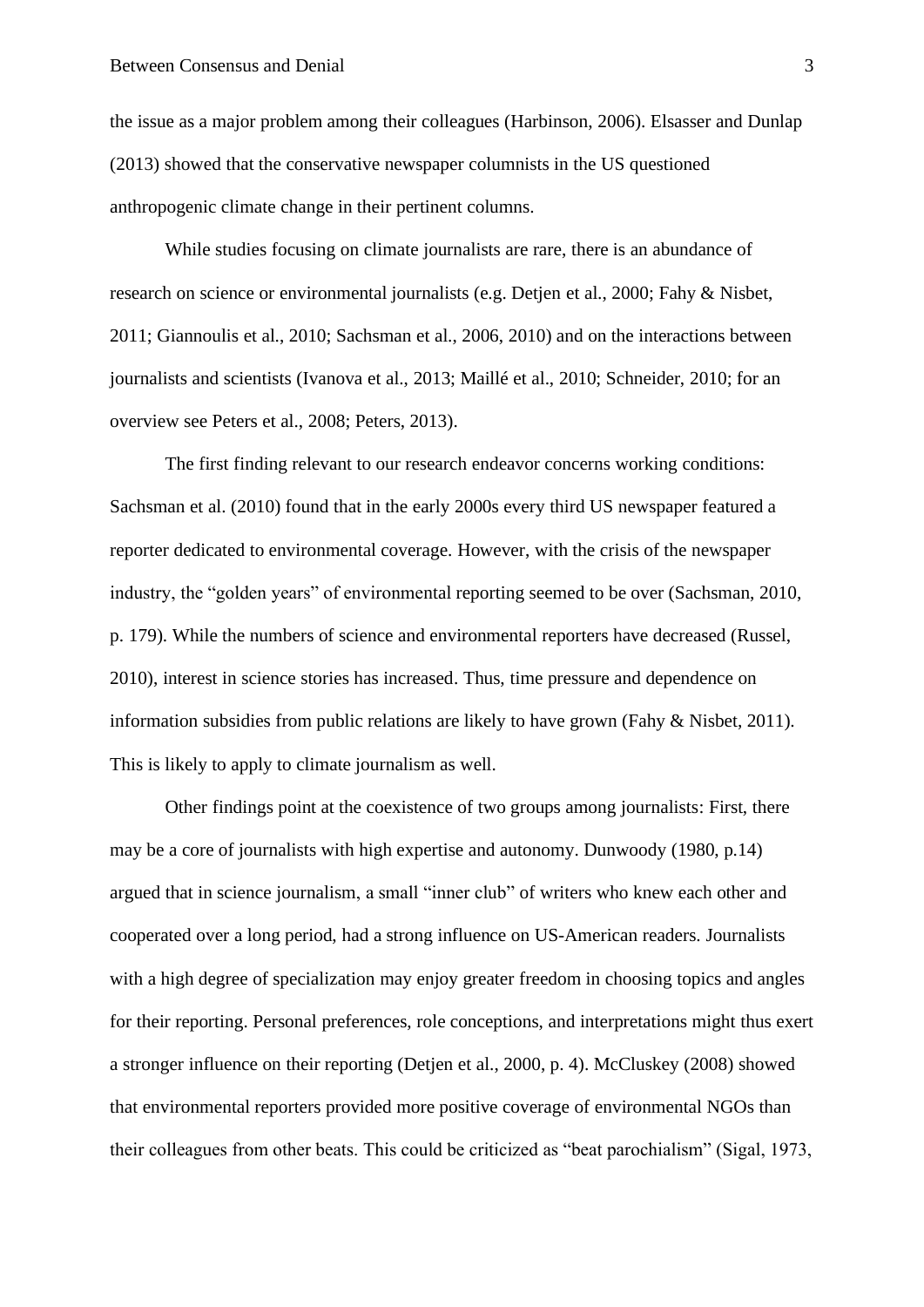the issue as a major problem among their colleagues (Harbinson, 2006). Elsasser and Dunlap (2013) showed that the conservative newspaper columnists in the US questioned anthropogenic climate change in their pertinent columns.

While studies focusing on climate journalists are rare, there is an abundance of research on science or environmental journalists (e.g. Detjen et al., 2000; Fahy & Nisbet, 2011; Giannoulis et al., 2010; Sachsman et al., 2006, 2010) and on the interactions between journalists and scientists (Ivanova et al., 2013; Maillé et al., 2010; Schneider, 2010; for an overview see Peters et al., 2008; Peters, 2013).

The first finding relevant to our research endeavor concerns working conditions: Sachsman et al. (2010) found that in the early 2000s every third US newspaper featured a reporter dedicated to environmental coverage. However, with the crisis of the newspaper industry, the "golden years" of environmental reporting seemed to be over (Sachsman, 2010, p. 179). While the numbers of science and environmental reporters have decreased (Russel, 2010), interest in science stories has increased. Thus, time pressure and dependence on information subsidies from public relations are likely to have grown (Fahy & Nisbet, 2011). This is likely to apply to climate journalism as well.

Other findings point at the coexistence of two groups among journalists: First, there may be a core of journalists with high expertise and autonomy. Dunwoody (1980, p.14) argued that in science journalism, a small "inner club" of writers who knew each other and cooperated over a long period, had a strong influence on US-American readers. Journalists with a high degree of specialization may enjoy greater freedom in choosing topics and angles for their reporting. Personal preferences, role conceptions, and interpretations might thus exert a stronger influence on their reporting (Detjen et al., 2000, p. 4). McCluskey (2008) showed that environmental reporters provided more positive coverage of environmental NGOs than their colleagues from other beats. This could be criticized as "beat parochialism" (Sigal, 1973,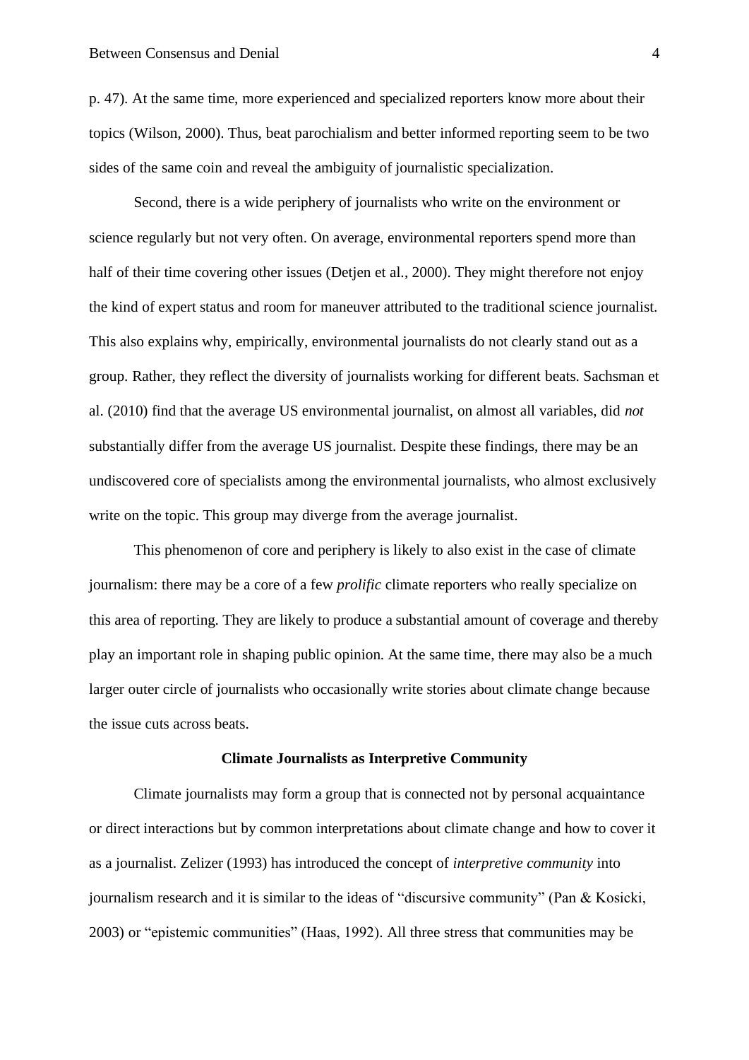p. 47). At the same time, more experienced and specialized reporters know more about their topics (Wilson, 2000). Thus, beat parochialism and better informed reporting seem to be two sides of the same coin and reveal the ambiguity of journalistic specialization.

Second, there is a wide periphery of journalists who write on the environment or science regularly but not very often. On average, environmental reporters spend more than half of their time covering other issues (Detjen et al., 2000). They might therefore not enjoy the kind of expert status and room for maneuver attributed to the traditional science journalist. This also explains why, empirically, environmental journalists do not clearly stand out as a group. Rather, they reflect the diversity of journalists working for different beats. Sachsman et al. (2010) find that the average US environmental journalist, on almost all variables, did *not* substantially differ from the average US journalist. Despite these findings, there may be an undiscovered core of specialists among the environmental journalists, who almost exclusively write on the topic. This group may diverge from the average journalist.

This phenomenon of core and periphery is likely to also exist in the case of climate journalism: there may be a core of a few *prolific* climate reporters who really specialize on this area of reporting. They are likely to produce a substantial amount of coverage and thereby play an important role in shaping public opinion. At the same time, there may also be a much larger outer circle of journalists who occasionally write stories about climate change because the issue cuts across beats.

## Climate Journalists as Interpretive Community

Climate journalists may form a group that is connected not by personal acquaintance or direct interactions but by common interpretations about climate change and how to cover it as a journalist. Zelizer (1993) has introduced the concept of *interpretive community* into journalism research and it is similar to the ideas of "discursive community" (Pan & Kosicki, 2003) or "epistemic communities" (Haas, 1992). All three stress that communities may be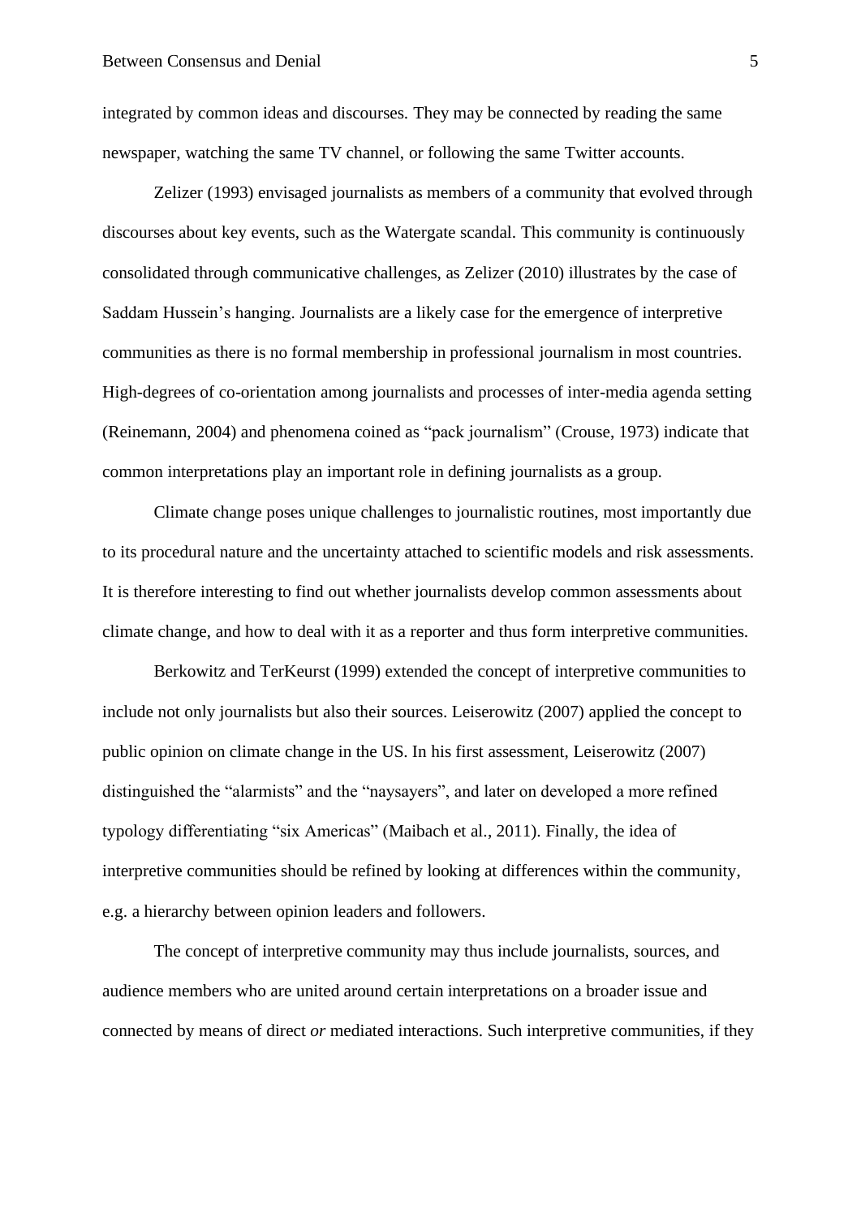integrated by common ideas and discourses. They may be connected by reading the same newspaper, watching the same TV channel, or following the same Twitter accounts.

Zelizer (1993) envisaged journalists as members of a community that evolved through discourses about key events, such as the Watergate scandal. This community is continuously consolidated through communicative challenges, as Zelizer (2010) illustrates by the case of Saddam Hussein's hanging. Journalists are a likely case for the emergence of interpretive communities as there is no formal membership in professional journalism in most countries. High-degrees of co-orientation among journalists and processes of inter-media agenda setting (Reinemann, 2004) and phenomena coined as "pack journalism" (Crouse, 1973) indicate that common interpretations play an important role in defining journalists as a group.

Climate change poses unique challenges to journalistic routines, most importantly due to its procedural nature and the uncertainty attached to scientific models and risk assessments. It is therefore interesting to find out whether journalists develop common assessments about climate change, and how to deal with it as a reporter and thus form interpretive communities.

Berkowitz and TerKeurst (1999) extended the concept of interpretive communities to include not only journalists but also their sources. Leiserowitz (2007) applied the concept to public opinion on climate change in the US. In his first assessment, Leiserowitz (2007) distinguished the "alarmists" and the "naysayers", and later on developed a more refined typology differentiating "six Americas" (Maibach et al., 2011). Finally, the idea of interpretive communities should be refined by looking at differences within the community, e.g. a hierarchy between opinion leaders and followers.

The concept of interpretive community may thus include journalists, sources, and audience members who are united around certain interpretations on a broader issue and connected by means of direct *or* mediated interactions. Such interpretive communities, if they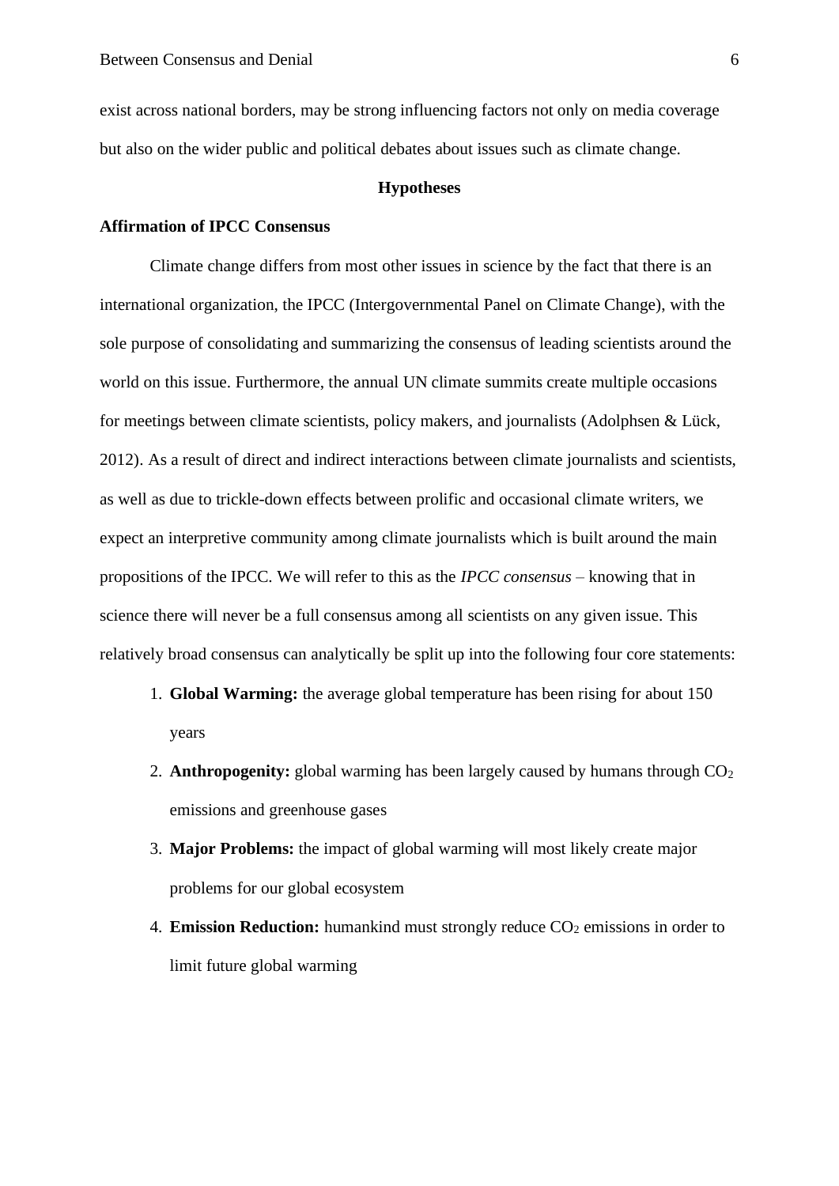exist across national borders, may be strong influencing factors not only on media coverage but also on the wider public and political debates about issues such as climate change.

## Hypotheses

### Affirmation of IPCC Consensus

Climate change differs from most other issues in science by the fact that there is an international organization, the IPCC (Intergovernmental Panel on Climate Change), with the sole purpose of consolidating and summarizing the consensus of leading scientists around the world on this issue. Furthermore, the annual UN climate summits create multiple occasions for meetings between climate scientists, policy makers, and journalists (Adolphsen & Lück, 2012). As a result of direct and indirect interactions between climate journalists and scientists, as well as due to trickle-down effects between prolific and occasional climate writers, we expect an interpretive community among climate journalists which is built around the main propositions of the IPCC. We will refer to this as the *IPCC consensus* – knowing that in science there will never be a full consensus among all scientists on any given issue. This relatively broad consensus can analytically be split up into the following four core statements:

1. **Global Warming:** the average global temperature has been rising for about 150 years
2. **Anthropogenity:** global warming has been largely caused by humans through $CO_2$ emissions and greenhouse gases
3. **Major Problems:** the impact of global warming will most likely create major problems for our global ecosystem
4. **Emission Reduction:** humankind must strongly reduce $CO_2$ emissions in order to limit future global warming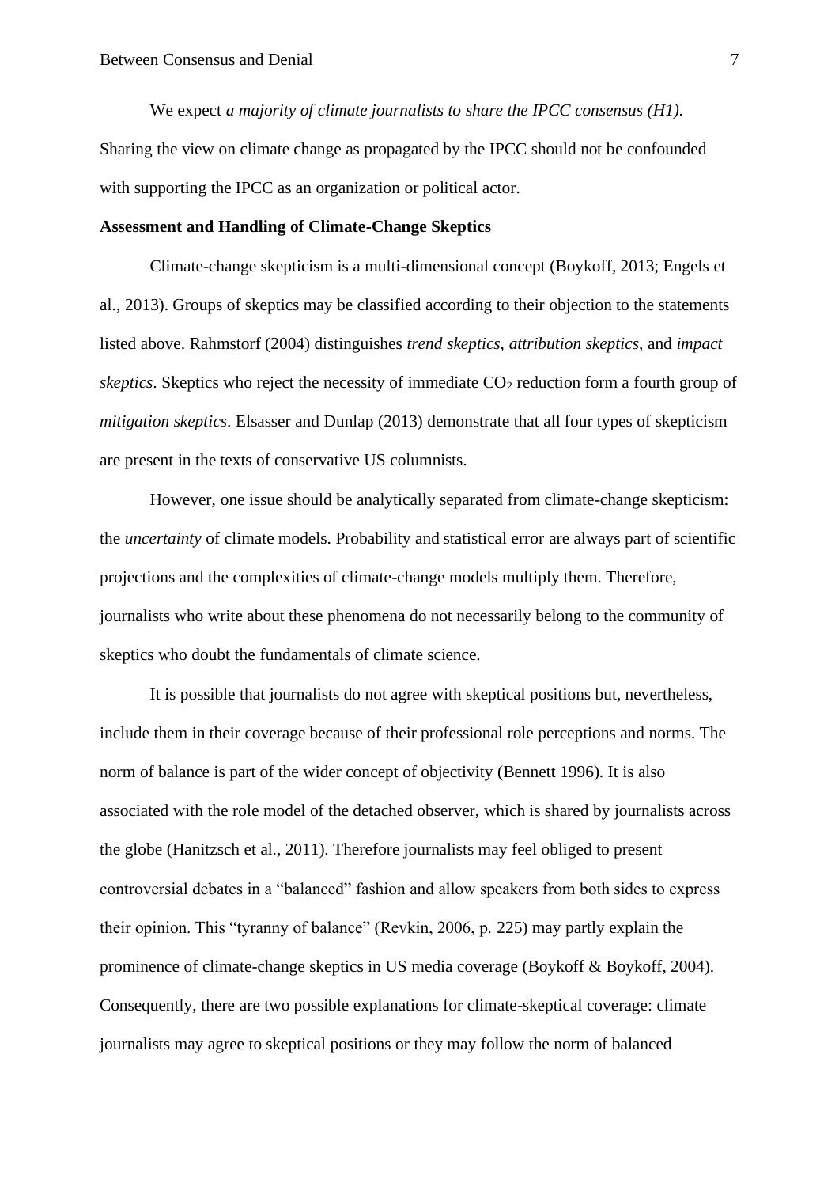We expect *a majority of climate journalists to share the IPCC consensus (H1)*. Sharing the view on climate change as propagated by the IPCC should not be confounded with supporting the IPCC as an organization or political actor.

**Assessment and Handling of Climate-Change Skeptics**

Climate-change skepticism is a multi-dimensional concept (Boykoff, 2013; Engels et al., 2013). Groups of skeptics may be classified according to their objection to the statements listed above. Rahmstorf (2004) distinguishes *trend skeptics*, *attribution skeptics*, and *impact skeptics*. Skeptics who reject the necessity of immediate $CO_2$ reduction form a fourth group of *mitigation skeptics*. Elsasser and Dunlap (2013) demonstrate that all four types of skepticism are present in the texts of conservative US columnists.

However, one issue should be analytically separated from climate-change skepticism: the *uncertainty* of climate models. Probability and statistical error are always part of scientific projections and the complexities of climate-change models multiply them. Therefore, journalists who write about these phenomena do not necessarily belong to the community of skeptics who doubt the fundamentals of climate science.

It is possible that journalists do not agree with skeptical positions but, nevertheless, include them in their coverage because of their professional role perceptions and norms. The norm of balance is part of the wider concept of objectivity (Bennett 1996). It is also associated with the role model of the detached observer, which is shared by journalists across the globe (Hanitzsch et al., 2011). Therefore journalists may feel obliged to present controversial debates in a "balanced" fashion and allow speakers from both sides to express their opinion. This "tyranny of balance" (Revkin, 2006, p. 225) may partly explain the prominence of climate-change skeptics in US media coverage (Boykoff & Boykoff, 2004). Consequently, there are two possible explanations for climate-skeptical coverage: climate journalists may agree to skeptical positions or they may follow the norm of balanced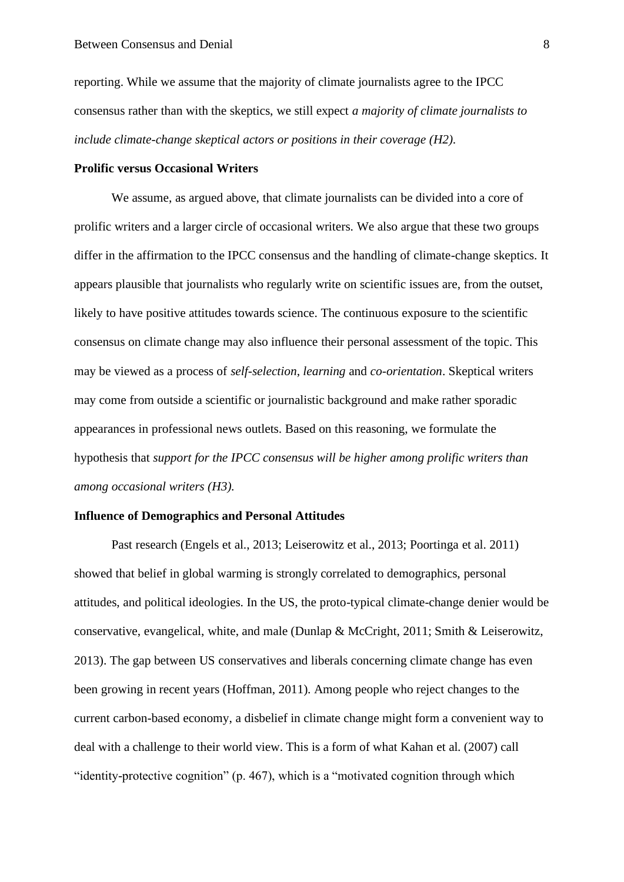reporting. While we assume that the majority of climate journalists agree to the IPCC consensus rather than with the skeptics, we still expect *a majority of climate journalists to include climate-change skeptical actors or positions in their coverage (H2)*.

### Prolific versus Occasional Writers

We assume, as argued above, that climate journalists can be divided into a core of prolific writers and a larger circle of occasional writers. We also argue that these two groups differ in the affirmation to the IPCC consensus and the handling of climate-change skeptics. It appears plausible that journalists who regularly write on scientific issues are, from the outset, likely to have positive attitudes towards science. The continuous exposure to the scientific consensus on climate change may also influence their personal assessment of the topic. This may be viewed as a process of *self-selection*, *learning* and *co-orientation*. Skeptical writers may come from outside a scientific or journalistic background and make rather sporadic appearances in professional news outlets. Based on this reasoning, we formulate the hypothesis that *support for the IPCC consensus will be higher among prolific writers than among occasional writers (H3)*.

### Influence of Demographics and Personal Attitudes

Past research (Engels et al., 2013; Leiserowitz et al., 2013; Poortinga et al. 2011) showed that belief in global warming is strongly correlated to demographics, personal attitudes, and political ideologies. In the US, the proto-typical climate-change denier would be conservative, evangelical, white, and male (Dunlap & McCright, 2011; Smith & Leiserowitz, 2013). The gap between US conservatives and liberals concerning climate change has even been growing in recent years (Hoffman, 2011). Among people who reject changes to the current carbon-based economy, a disbelief in climate change might form a convenient way to deal with a challenge to their world view. This is a form of what Kahan et al. (2007) call "identity-protective cognition" (p. 467), which is a "motivated cognition through which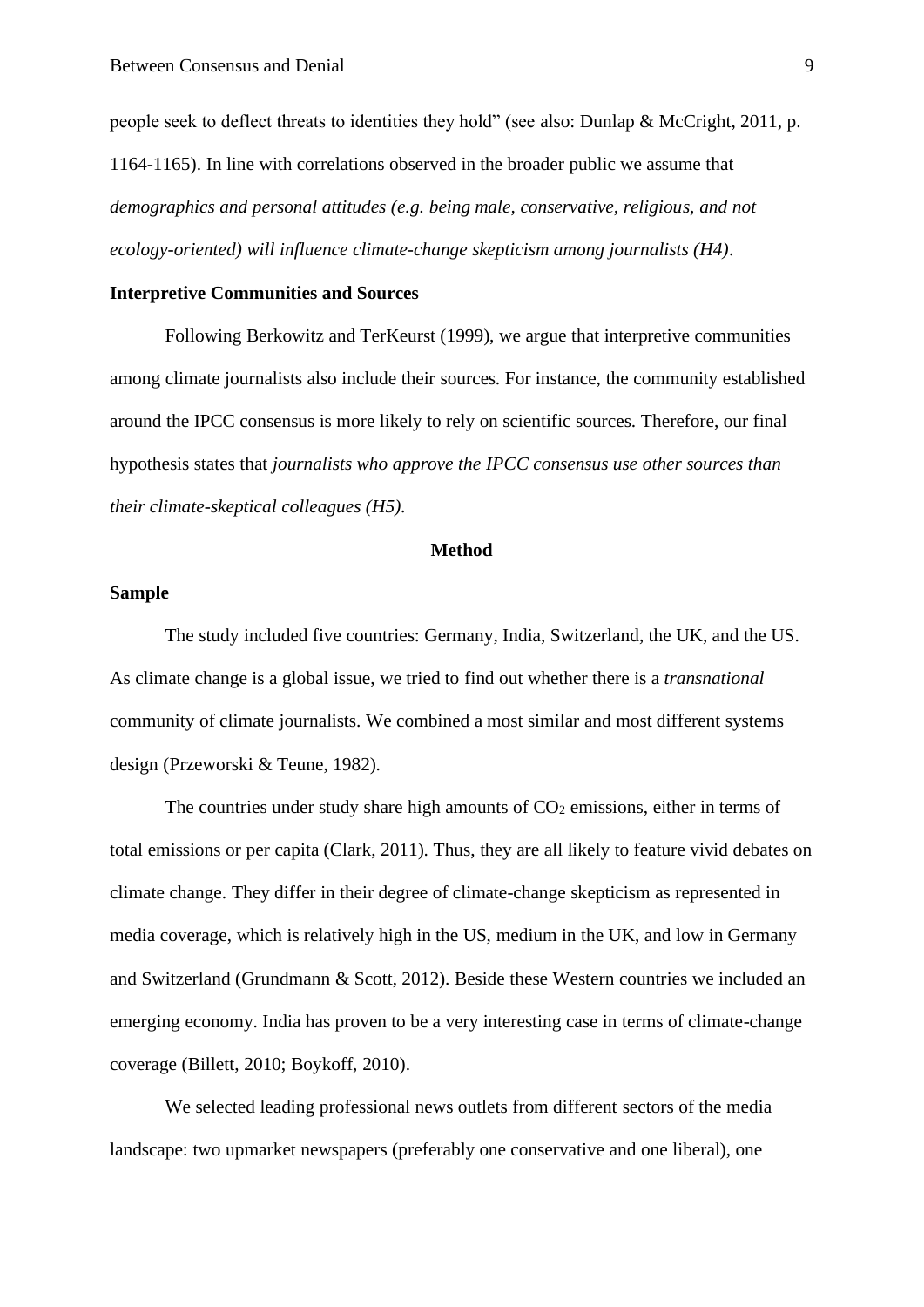people seek to deflect threats to identities they hold" (see also: Dunlap & McCright, 2011, p. 1164-1165). In line with correlations observed in the broader public we assume that *demographics and personal attitudes (e.g. being male, conservative, religious, and not ecology-oriented) will influence climate-change skepticism among journalists (H4)*.

### Interpretive Communities and Sources

Following Berkowitz and TerKeurst (1999), we argue that interpretive communities among climate journalists also include their sources. For instance, the community established around the IPCC consensus is more likely to rely on scientific sources. Therefore, our final hypothesis states that *journalists who approve the IPCC consensus use other sources than their climate-skeptical colleagues (H5).*

## Method

### Sample

The study included five countries: Germany, India, Switzerland, the UK, and the US. As climate change is a global issue, we tried to find out whether there is a *transnational* community of climate journalists. We combined a most similar and most different systems design (Przeworski & Teune, 1982).

The countries under study share high amounts of $CO_2$ emissions, either in terms of total emissions or per capita (Clark, 2011). Thus, they are all likely to feature vivid debates on climate change. They differ in their degree of climate-change skepticism as represented in media coverage, which is relatively high in the US, medium in the UK, and low in Germany and Switzerland (Grundmann & Scott, 2012). Beside these Western countries we included an emerging economy. India has proven to be a very interesting case in terms of climate-change coverage (Billett, 2010; Boykoff, 2010).

We selected leading professional news outlets from different sectors of the media landscape: two upmarket newspapers (preferably one conservative and one liberal), one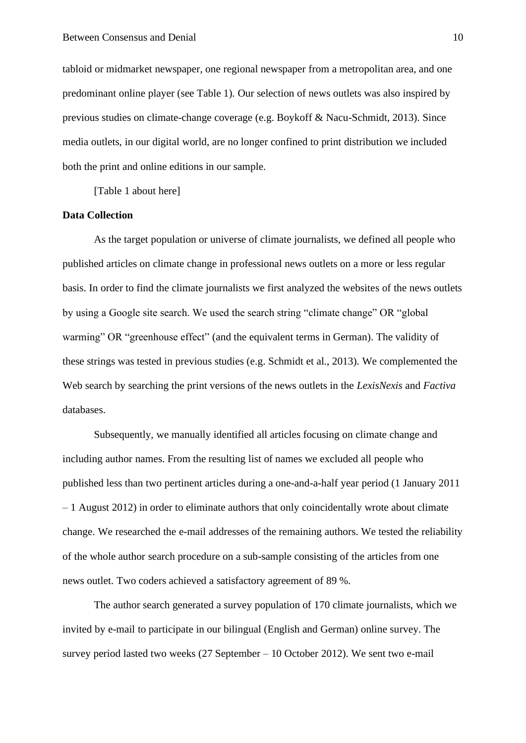tabloid or midmarket newspaper, one regional newspaper from a metropolitan area, and one predominant online player (see Table 1). Our selection of news outlets was also inspired by previous studies on climate-change coverage (e.g. Boykoff & Nacu-Schmidt, 2013). Since media outlets, in our digital world, are no longer confined to print distribution we included both the print and online editions in our sample.

[Table 1 about here]

**Data Collection**

As the target population or universe of climate journalists, we defined all people who published articles on climate change in professional news outlets on a more or less regular basis. In order to find the climate journalists we first analyzed the websites of the news outlets by using a Google site search. We used the search string “climate change” OR “global warming” OR “greenhouse effect” (and the equivalent terms in German). The validity of these strings was tested in previous studies (e.g. Schmidt et al., 2013). We complemented the Web search by searching the print versions of the news outlets in the *LexisNexis* and *Factiva* databases.

Subsequently, we manually identified all articles focusing on climate change and including author names. From the resulting list of names we excluded all people who published less than two pertinent articles during a one-and-a-half year period (1 January 2011 – 1 August 2012) in order to eliminate authors that only coincidentally wrote about climate change. We researched the e-mail addresses of the remaining authors. We tested the reliability of the whole author search procedure on a sub-sample consisting of the articles from one news outlet. Two coders achieved a satisfactory agreement of 89 %.

The author search generated a survey population of 170 climate journalists, which we invited by e-mail to participate in our bilingual (English and German) online survey. The survey period lasted two weeks (27 September – 10 October 2012). We sent two e-mail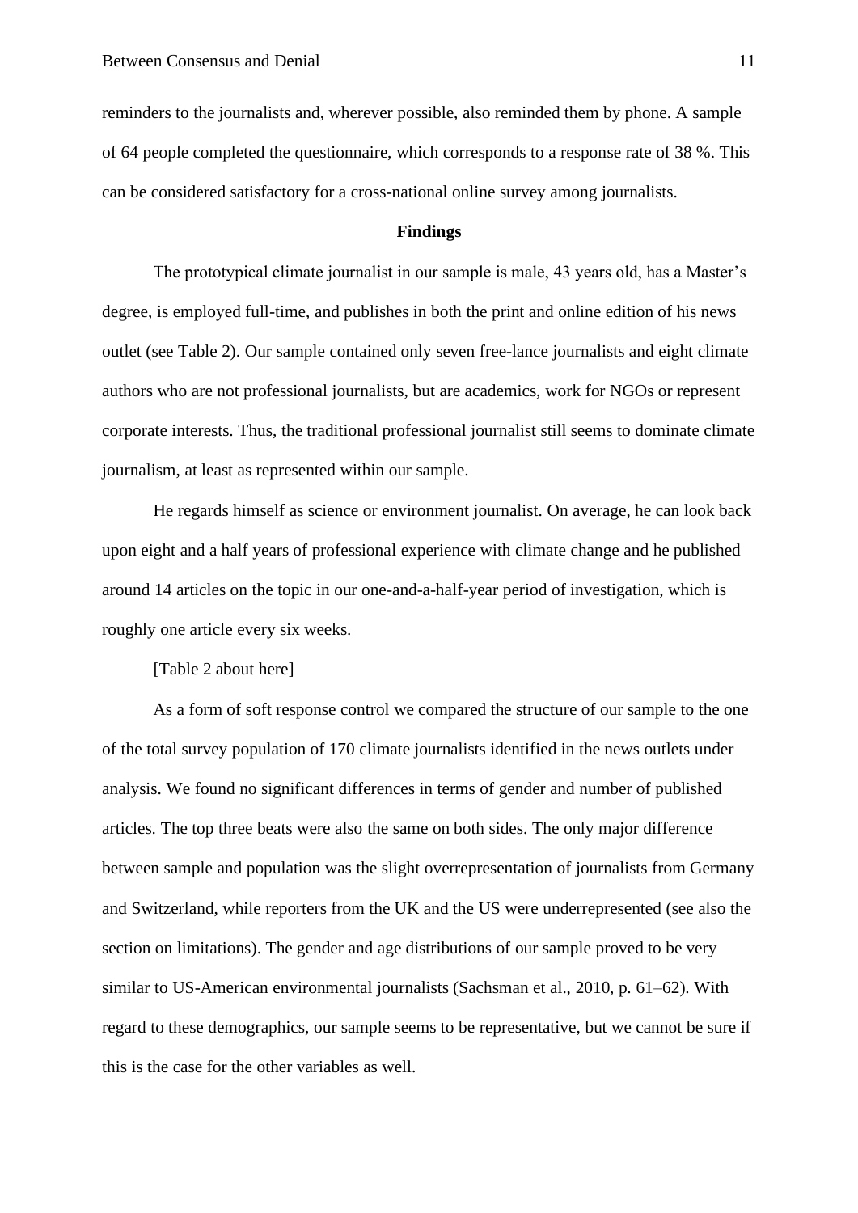reminders to the journalists and, wherever possible, also reminded them by phone. A sample of 64 people completed the questionnaire, which corresponds to a response rate of 38 %. This can be considered satisfactory for a cross-national online survey among journalists.

## Findings

The prototypical climate journalist in our sample is male, 43 years old, has a Master's degree, is employed full-time, and publishes in both the print and online edition of his news outlet (see Table 2). Our sample contained only seven free-lance journalists and eight climate authors who are not professional journalists, but are academics, work for NGOs or represent corporate interests. Thus, the traditional professional journalist still seems to dominate climate journalism, at least as represented within our sample.

He regards himself as science or environment journalist. On average, he can look back upon eight and a half years of professional experience with climate change and he published around 14 articles on the topic in our one-and-a-half-year period of investigation, which is roughly one article every six weeks.

[Table 2 about here]

As a form of soft response control we compared the structure of our sample to the one of the total survey population of 170 climate journalists identified in the news outlets under analysis. We found no significant differences in terms of gender and number of published articles. The top three beats were also the same on both sides. The only major difference between sample and population was the slight overrepresentation of journalists from Germany and Switzerland, while reporters from the UK and the US were underrepresented (see also the section on limitations). The gender and age distributions of our sample proved to be very similar to US-American environmental journalists (Sachsman et al., 2010, p. 61–62). With regard to these demographics, our sample seems to be representative, but we cannot be sure if this is the case for the other variables as well.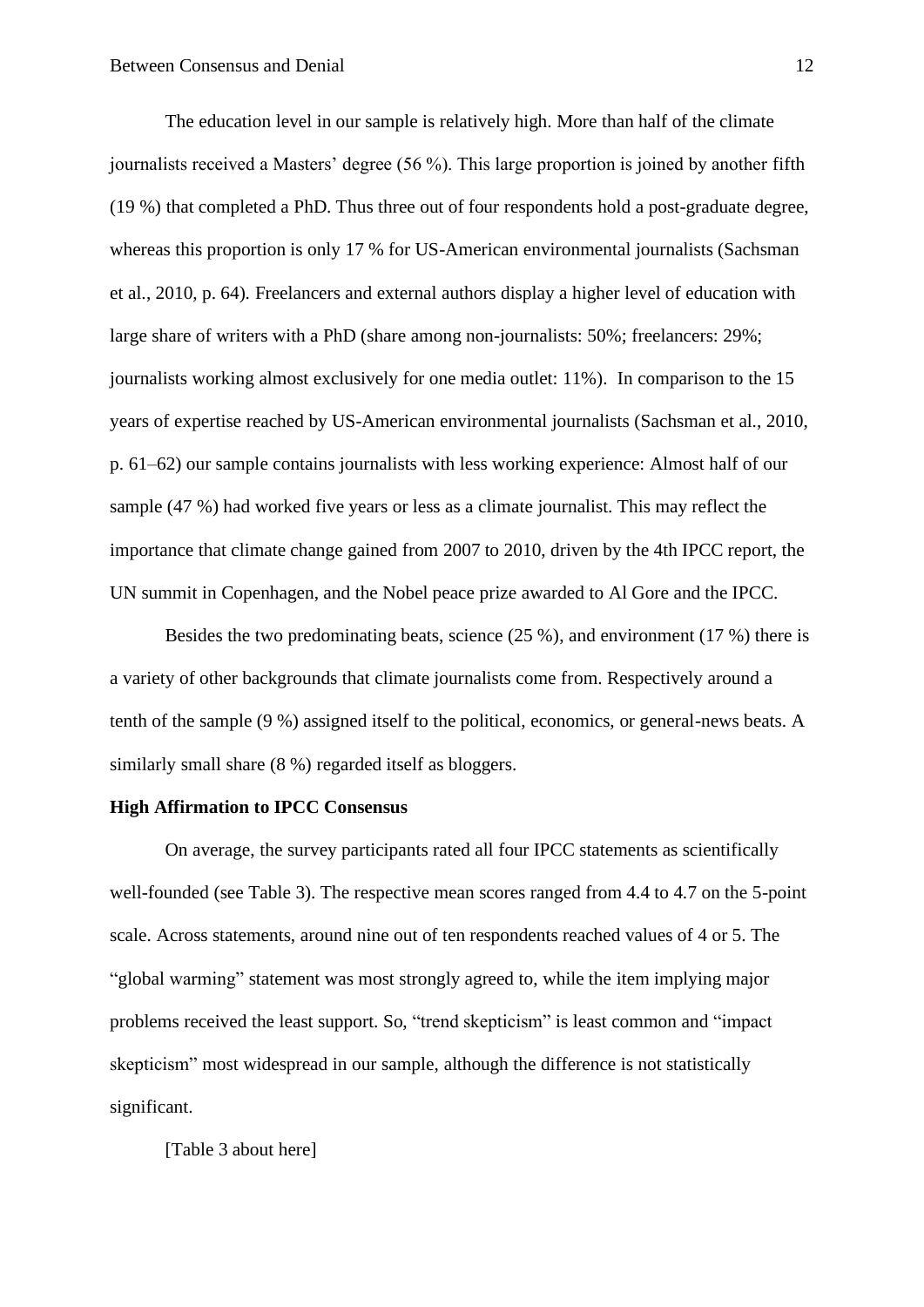The education level in our sample is relatively high. More than half of the climate journalists received a Masters' degree (56 %). This large proportion is joined by another fifth (19 %) that completed a PhD. Thus three out of four respondents hold a post-graduate degree, whereas this proportion is only 17 % for US-American environmental journalists (Sachsman et al., 2010, p. 64). Freelancers and external authors display a higher level of education with large share of writers with a PhD (share among non-journalists: 50%; freelancers: 29%; journalists working almost exclusively for one media outlet: 11%). In comparison to the 15 years of expertise reached by US-American environmental journalists (Sachsman et al., 2010, p. 61–62) our sample contains journalists with less working experience: Almost half of our sample (47 %) had worked five years or less as a climate journalist. This may reflect the importance that climate change gained from 2007 to 2010, driven by the 4th IPCC report, the UN summit in Copenhagen, and the Nobel peace prize awarded to Al Gore and the IPCC.

Besides the two predominating beats, science (25 %), and environment (17 %) there is a variety of other backgrounds that climate journalists come from. Respectively around a tenth of the sample (9 %) assigned itself to the political, economics, or general-news beats. A similarly small share (8 %) regarded itself as bloggers.

**High Affirmation to IPCC Consensus**

On average, the survey participants rated all four IPCC statements as scientifically well-founded (see Table 3). The respective mean scores ranged from 4.4 to 4.7 on the 5-point scale. Across statements, around nine out of ten respondents reached values of 4 or 5. The "global warming" statement was most strongly agreed to, while the item implying major problems received the least support. So, "trend skepticism" is least common and "impact skepticism" most widespread in our sample, although the difference is not statistically significant.

[Table 3 about here]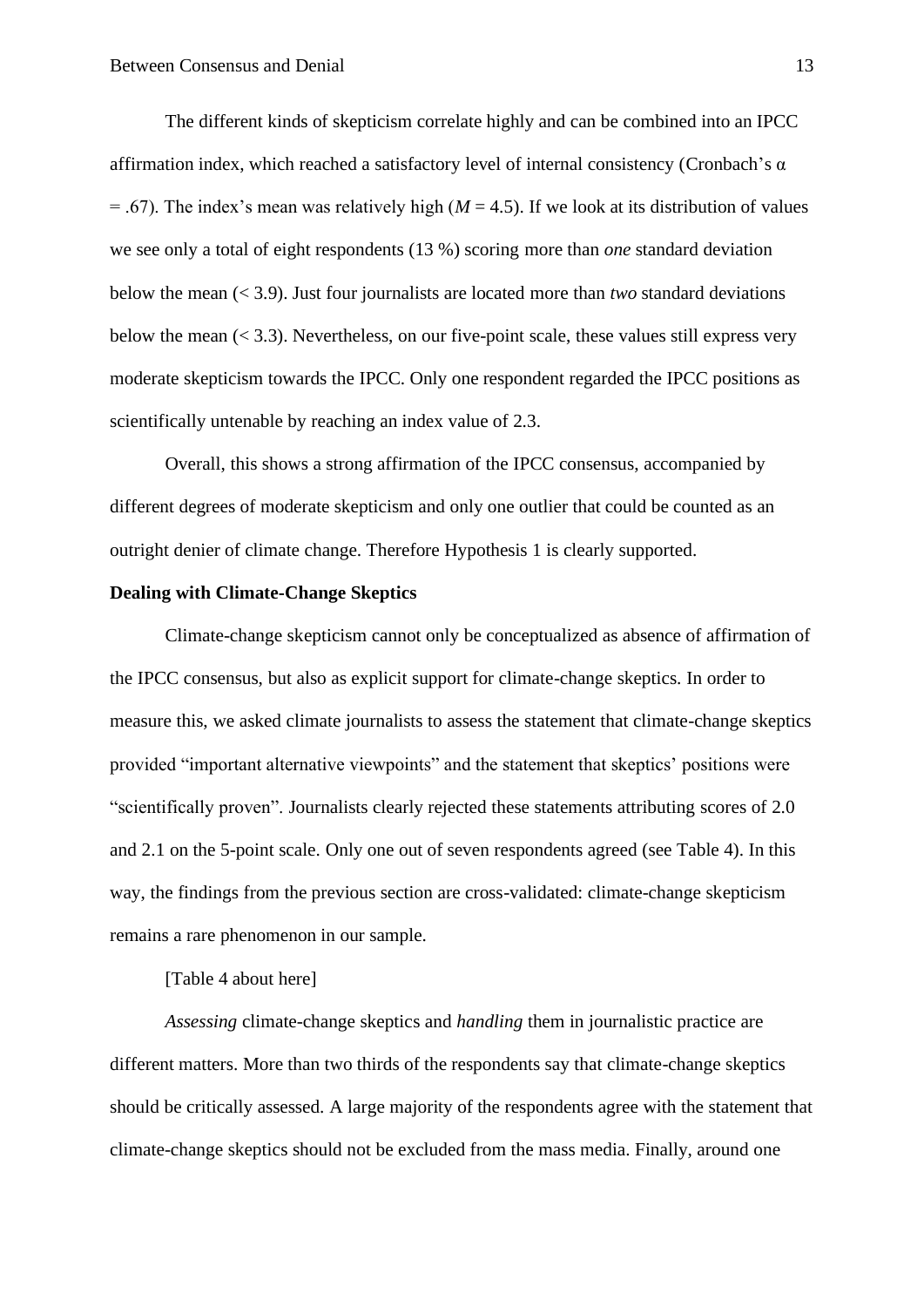The different kinds of skepticism correlate highly and can be combined into an IPCC affirmation index, which reached a satisfactory level of internal consistency (Cronbach's $\alpha = .67$). The index's mean was relatively high ($M = 4.5$). If we look at its distribution of values we see only a total of eight respondents (13 %) scoring more than *one* standard deviation below the mean (< 3.9). Just four journalists are located more than *two* standard deviations below the mean (< 3.3). Nevertheless, on our five-point scale, these values still express very moderate skepticism towards the IPCC. Only one respondent regarded the IPCC positions as scientifically untenable by reaching an index value of 2.3.

Overall, this shows a strong affirmation of the IPCC consensus, accompanied by different degrees of moderate skepticism and only one outlier that could be counted as an outright denier of climate change. Therefore Hypothesis 1 is clearly supported.

**Dealing with Climate-Change Skeptics**

Climate-change skepticism cannot only be conceptualized as absence of affirmation of the IPCC consensus, but also as explicit support for climate-change skeptics. In order to measure this, we asked climate journalists to assess the statement that climate-change skeptics provided "important alternative viewpoints" and the statement that skeptics' positions were "scientifically proven". Journalists clearly rejected these statements attributing scores of 2.0 and 2.1 on the 5-point scale. Only one out of seven respondents agreed (see Table 4). In this way, the findings from the previous section are cross-validated: climate-change skepticism remains a rare phenomenon in our sample.

[Table 4 about here]

*Assessing* climate-change skeptics and *handling* them in journalistic practice are different matters. More than two thirds of the respondents say that climate-change skeptics should be critically assessed. A large majority of the respondents agree with the statement that climate-change skeptics should not be excluded from the mass media. Finally, around one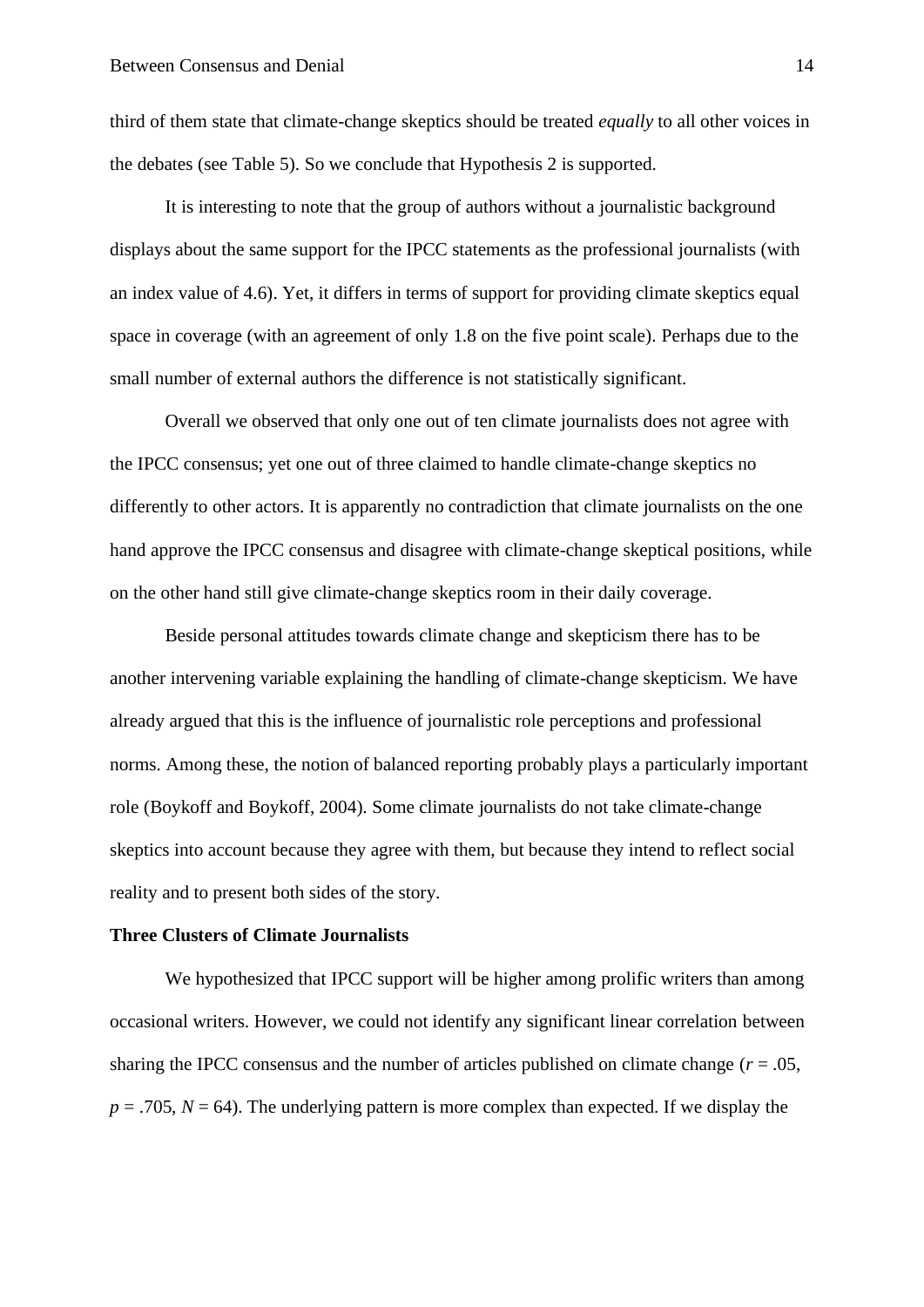third of them state that climate-change skeptics should be treated *equally* to all other voices in the debates (see Table 5). So we conclude that Hypothesis 2 is supported.

It is interesting to note that the group of authors without a journalistic background displays about the same support for the IPCC statements as the professional journalists (with an index value of 4.6). Yet, it differs in terms of support for providing climate skeptics equal space in coverage (with an agreement of only 1.8 on the five point scale). Perhaps due to the small number of external authors the difference is not statistically significant.

Overall we observed that only one out of ten climate journalists does not agree with the IPCC consensus; yet one out of three claimed to handle climate-change skeptics no differently to other actors. It is apparently no contradiction that climate journalists on the one hand approve the IPCC consensus and disagree with climate-change skeptical positions, while on the other hand still give climate-change skeptics room in their daily coverage.

Beside personal attitudes towards climate change and skepticism there has to be another intervening variable explaining the handling of climate-change skepticism. We have already argued that this is the influence of journalistic role perceptions and professional norms. Among these, the notion of balanced reporting probably plays a particularly important role (Boykoff and Boykoff, 2004). Some climate journalists do not take climate-change skeptics into account because they agree with them, but because they intend to reflect social reality and to present both sides of the story.

### Three Clusters of Climate Journalists

We hypothesized that IPCC support will be higher among prolific writers than among occasional writers. However, we could not identify any significant linear correlation between sharing the IPCC consensus and the number of articles published on climate change ($r = .05$, $p = .705$, $N = 64$). The underlying pattern is more complex than expected. If we display the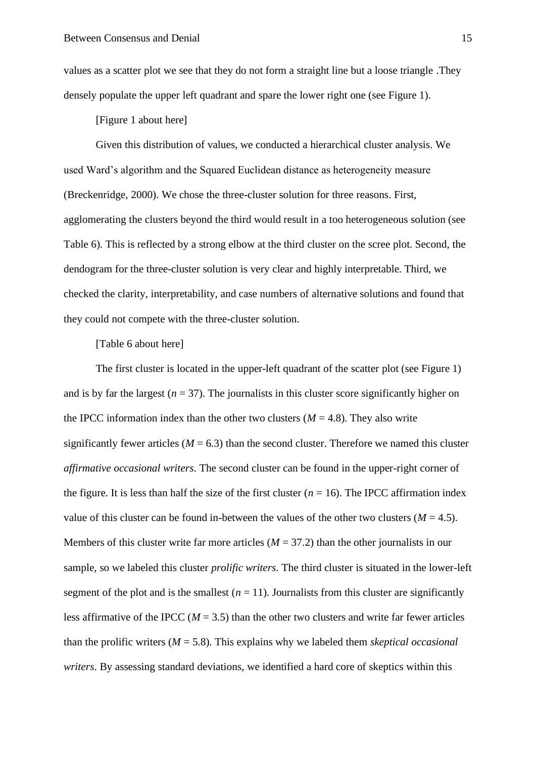values as a scatter plot we see that they do not form a straight line but a loose triangle .They densely populate the upper left quadrant and spare the lower right one (see Figure 1).

[Figure 1 about here]

Given this distribution of values, we conducted a hierarchical cluster analysis. We used Ward's algorithm and the Squared Euclidean distance as heterogeneity measure (Breckenridge, 2000). We chose the three-cluster solution for three reasons. First, agglomerating the clusters beyond the third would result in a too heterogeneous solution (see Table 6). This is reflected by a strong elbow at the third cluster on the scree plot. Second, the dendogram for the three-cluster solution is very clear and highly interpretable. Third, we checked the clarity, interpretability, and case numbers of alternative solutions and found that they could not compete with the three-cluster solution.

[Table 6 about here]

The first cluster is located in the upper-left quadrant of the scatter plot (see Figure 1) and is by far the largest ($n = 37$). The journalists in this cluster score significantly higher on the IPCC information index than the other two clusters ($M = 4.8$). They also write significantly fewer articles ($M = 6.3$) than the second cluster. Therefore we named this cluster *affirmative occasional writers*. The second cluster can be found in the upper-right corner of the figure. It is less than half the size of the first cluster ($n = 16$). The IPCC affirmation index value of this cluster can be found in-between the values of the other two clusters ($M = 4.5$). Members of this cluster write far more articles ($M = 37.2$) than the other journalists in our sample, so we labeled this cluster *prolific writers*. The third cluster is situated in the lower-left segment of the plot and is the smallest ($n = 11$). Journalists from this cluster are significantly less affirmative of the IPCC ($M = 3.5$) than the other two clusters and write far fewer articles than the prolific writers ($M = 5.8$). This explains why we labeled them *skeptical occasional writers*. By assessing standard deviations, we identified a hard core of skeptics within this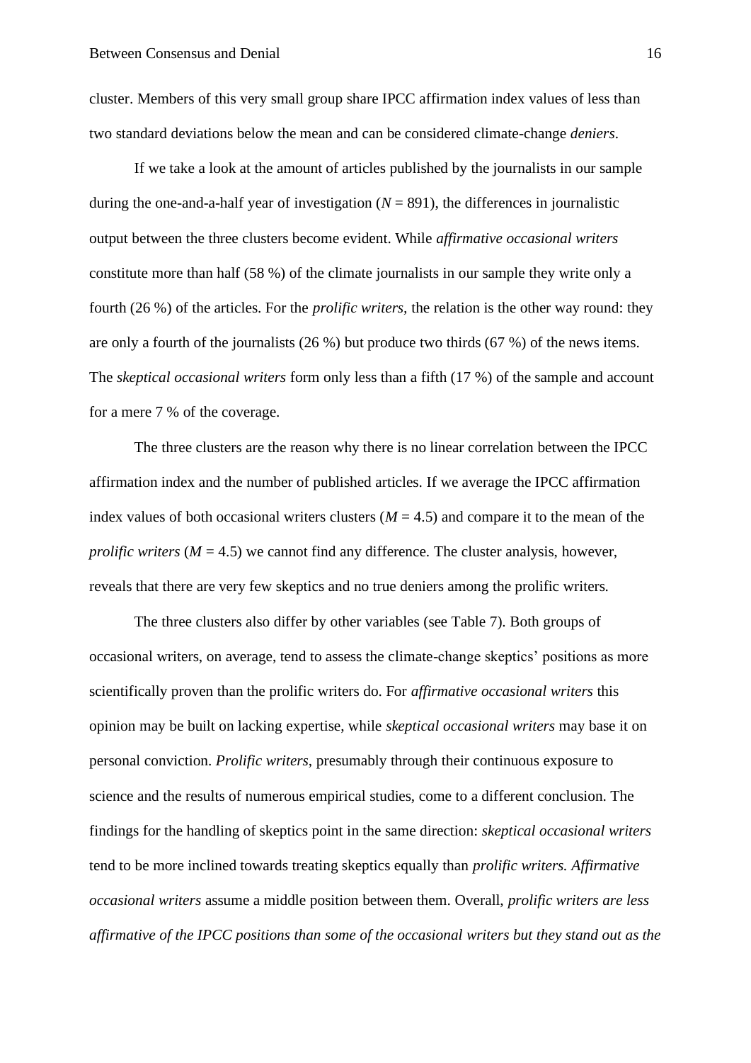cluster. Members of this very small group share IPCC affirmation index values of less than two standard deviations below the mean and can be considered climate-change *deniers*.

If we take a look at the amount of articles published by the journalists in our sample during the one-and-a-half year of investigation ($N$ = 891), the differences in journalistic output between the three clusters become evident. While *affirmative occasional writers* constitute more than half (58 %) of the climate journalists in our sample they write only a fourth (26 %) of the articles. For the *prolific writers*, the relation is the other way round: they are only a fourth of the journalists (26 %) but produce two thirds (67 %) of the news items. The *skeptical occasional writers* form only less than a fifth (17 %) of the sample and account for a mere 7 % of the coverage.

The three clusters are the reason why there is no linear correlation between the IPCC affirmation index and the number of published articles. If we average the IPCC affirmation index values of both occasional writers clusters ($M$ = 4.5) and compare it to the mean of the *prolific writers* ($M$ = 4.5) we cannot find any difference. The cluster analysis, however, reveals that there are very few skeptics and no true deniers among the prolific writers.

The three clusters also differ by other variables (see Table 7). Both groups of occasional writers, on average, tend to assess the climate-change skeptics' positions as more scientifically proven than the prolific writers do. For *affirmative occasional writers* this opinion may be built on lacking expertise, while *skeptical occasional writers* may base it on personal conviction. *Prolific writers*, presumably through their continuous exposure to science and the results of numerous empirical studies, come to a different conclusion. The findings for the handling of skeptics point in the same direction: *skeptical occasional writers* tend to be more inclined towards treating skeptics equally than *prolific writers. Affirmative occasional writers* assume a middle position between them. Overall, *prolific writers are less affirmative of the IPCC positions than some of the occasional writers but they stand out as the*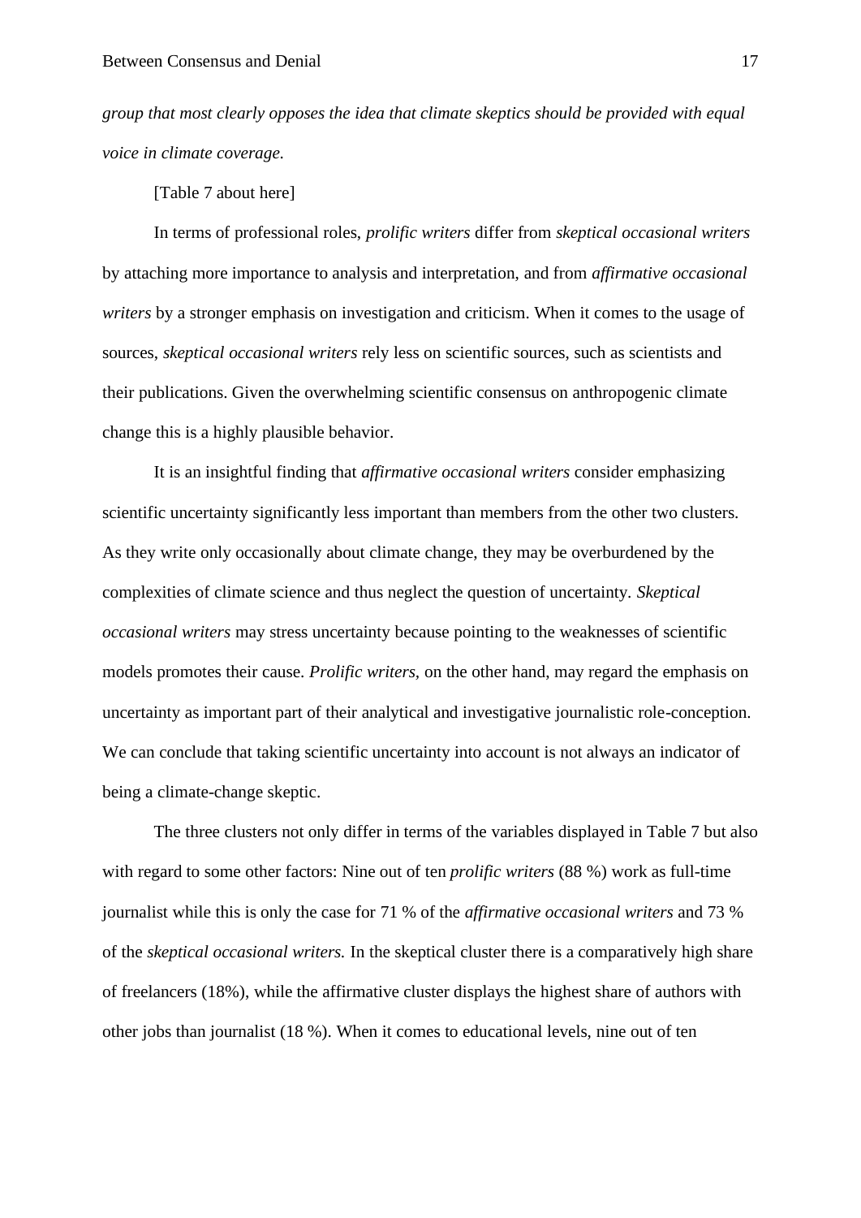*group that most clearly opposes the idea that climate skeptics should be provided with equal voice in climate coverage.*

[Table 7 about here]

In terms of professional roles, *prolific writers* differ from *skeptical occasional writers* by attaching more importance to analysis and interpretation, and from *affirmative occasional writers* by a stronger emphasis on investigation and criticism. When it comes to the usage of sources, *skeptical occasional writers* rely less on scientific sources, such as scientists and their publications. Given the overwhelming scientific consensus on anthropogenic climate change this is a highly plausible behavior.

It is an insightful finding that *affirmative occasional writers* consider emphasizing scientific uncertainty significantly less important than members from the other two clusters. As they write only occasionally about climate change, they may be overburdened by the complexities of climate science and thus neglect the question of uncertainty. *Skeptical occasional writers* may stress uncertainty because pointing to the weaknesses of scientific models promotes their cause. *Prolific writers*, on the other hand, may regard the emphasis on uncertainty as important part of their analytical and investigative journalistic role-conception. We can conclude that taking scientific uncertainty into account is not always an indicator of being a climate-change skeptic.

The three clusters not only differ in terms of the variables displayed in Table 7 but also with regard to some other factors: Nine out of ten *prolific writers* (88 %) work as full-time journalist while this is only the case for 71 % of the *affirmative occasional writers* and 73 % of the *skeptical occasional writers.* In the skeptical cluster there is a comparatively high share of freelancers (18%), while the affirmative cluster displays the highest share of authors with other jobs than journalist (18 %). When it comes to educational levels, nine out of ten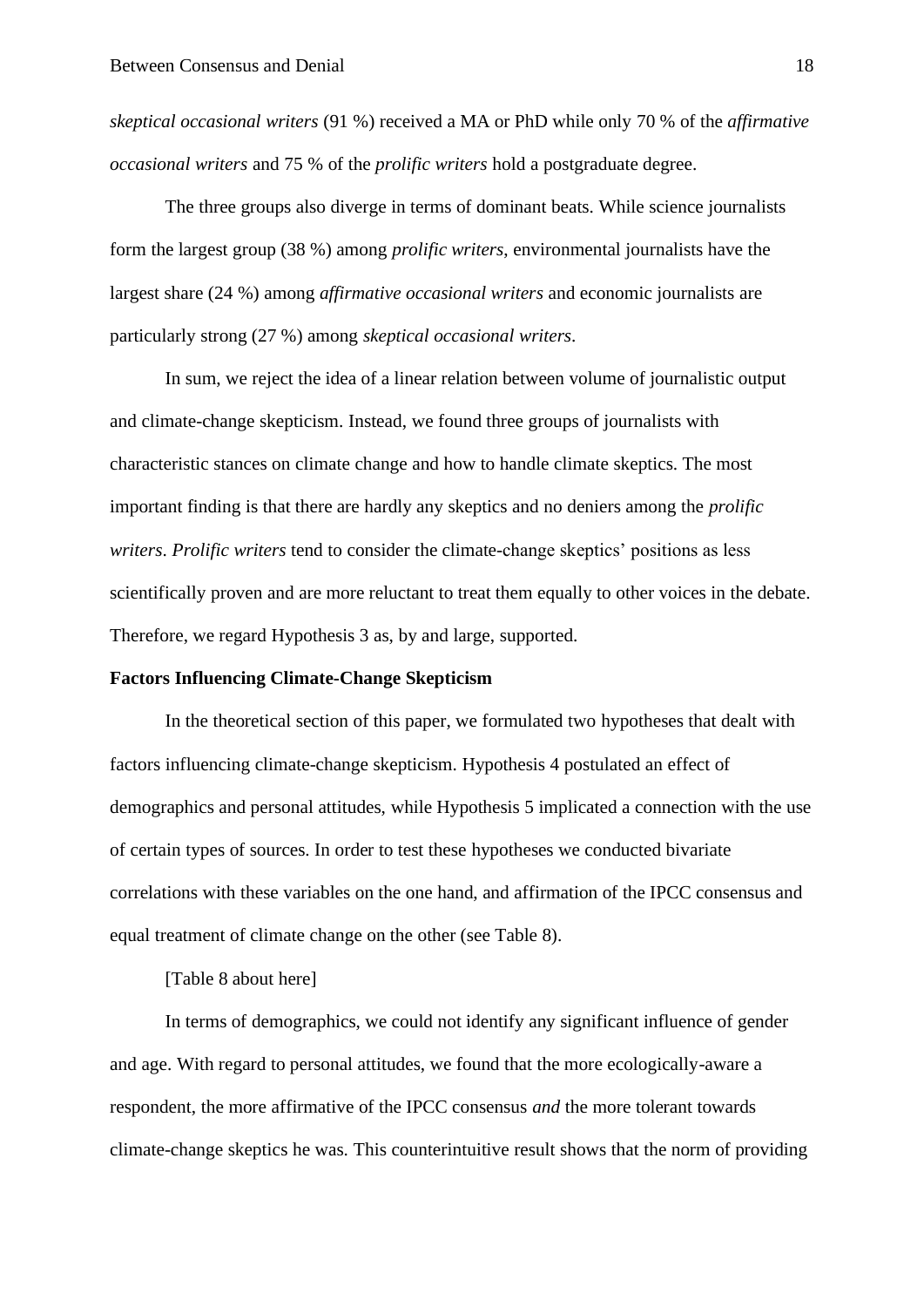*skeptical occasional writers* (91 %) received a MA or PhD while only 70 % of the *affirmative occasional writers* and 75 % of the *prolific writers* hold a postgraduate degree.

The three groups also diverge in terms of dominant beats. While science journalists form the largest group (38 %) among *prolific writers*, environmental journalists have the largest share (24 %) among *affirmative occasional writers* and economic journalists are particularly strong (27 %) among *skeptical occasional writers*.

In sum, we reject the idea of a linear relation between volume of journalistic output and climate-change skepticism. Instead, we found three groups of journalists with characteristic stances on climate change and how to handle climate skeptics. The most important finding is that there are hardly any skeptics and no deniers among the *prolific writers*. *Prolific writers* tend to consider the climate-change skeptics' positions as less scientifically proven and are more reluctant to treat them equally to other voices in the debate. Therefore, we regard Hypothesis 3 as, by and large, supported.

**Factors Influencing Climate-Change Skepticism**

In the theoretical section of this paper, we formulated two hypotheses that dealt with factors influencing climate-change skepticism. Hypothesis 4 postulated an effect of demographics and personal attitudes, while Hypothesis 5 implicated a connection with the use of certain types of sources. In order to test these hypotheses we conducted bivariate correlations with these variables on the one hand, and affirmation of the IPCC consensus and equal treatment of climate change on the other (see Table 8).

[Table 8 about here]

In terms of demographics, we could not identify any significant influence of gender and age. With regard to personal attitudes, we found that the more ecologically-aware a respondent, the more affirmative of the IPCC consensus *and* the more tolerant towards climate-change skeptics he was. This counterintuitive result shows that the norm of providing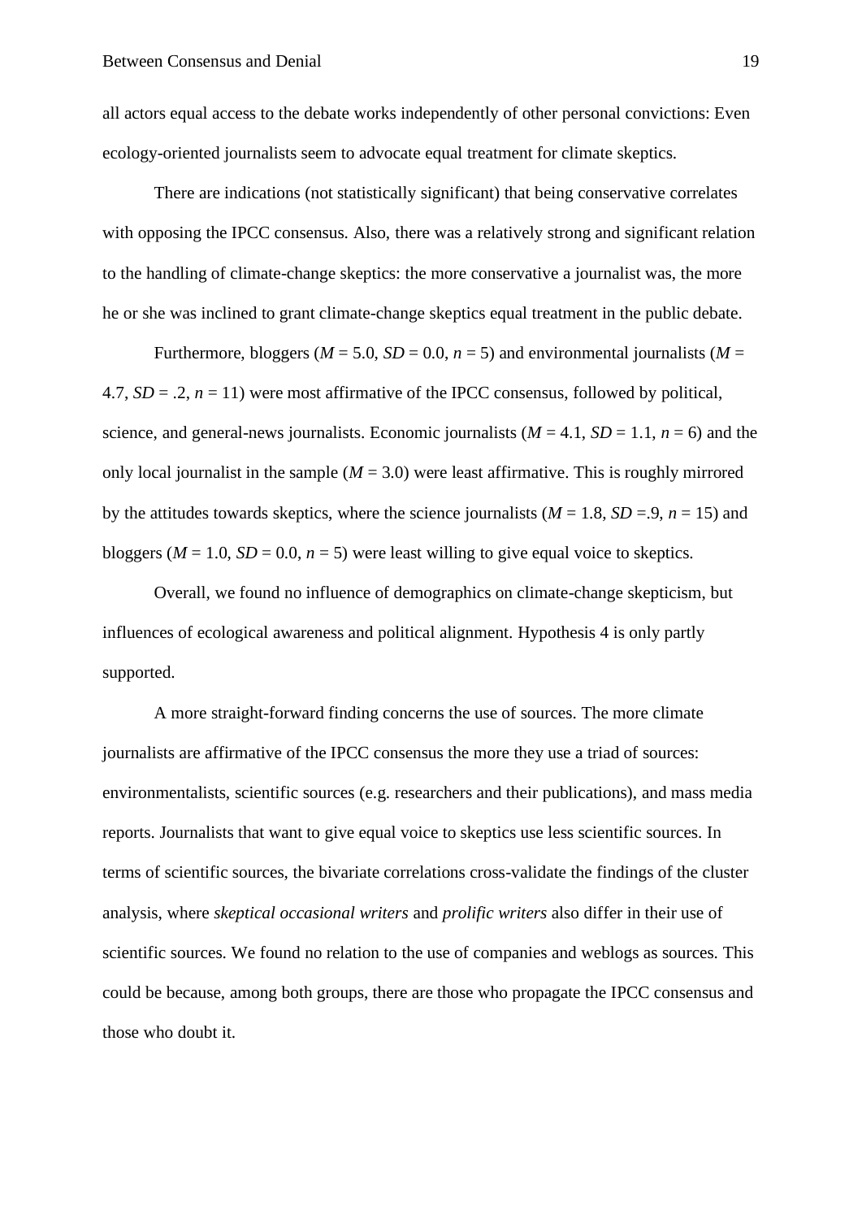all actors equal access to the debate works independently of other personal convictions: Even ecology-oriented journalists seem to advocate equal treatment for climate skeptics.

There are indications (not statistically significant) that being conservative correlates with opposing the IPCC consensus. Also, there was a relatively strong and significant relation to the handling of climate-change skeptics: the more conservative a journalist was, the more he or she was inclined to grant climate-change skeptics equal treatment in the public debate.

Furthermore, bloggers ($M$ = 5.0, $SD$ = 0.0, $n$ = 5) and environmental journalists ($M$ = 4.7, $SD$ = .2, $n$ = 11) were most affirmative of the IPCC consensus, followed by political, science, and general-news journalists. Economic journalists ($M$ = 4.1, $SD$ = 1.1, $n$ = 6) and the only local journalist in the sample ($M$ = 3.0) were least affirmative. This is roughly mirrored by the attitudes towards skeptics, where the science journalists ($M$ = 1.8, $SD$ =.9, $n$ = 15) and bloggers ($M$ = 1.0, $SD$ = 0.0, $n$ = 5) were least willing to give equal voice to skeptics.

Overall, we found no influence of demographics on climate-change skepticism, but influences of ecological awareness and political alignment. Hypothesis 4 is only partly supported.

A more straight-forward finding concerns the use of sources. The more climate journalists are affirmative of the IPCC consensus the more they use a triad of sources: environmentalists, scientific sources (e.g. researchers and their publications), and mass media reports. Journalists that want to give equal voice to skeptics use less scientific sources. In terms of scientific sources, the bivariate correlations cross-validate the findings of the cluster analysis, where *skeptical occasional writers* and *prolific writers* also differ in their use of scientific sources. We found no relation to the use of companies and weblogs as sources. This could be because, among both groups, there are those who propagate the IPCC consensus and those who doubt it.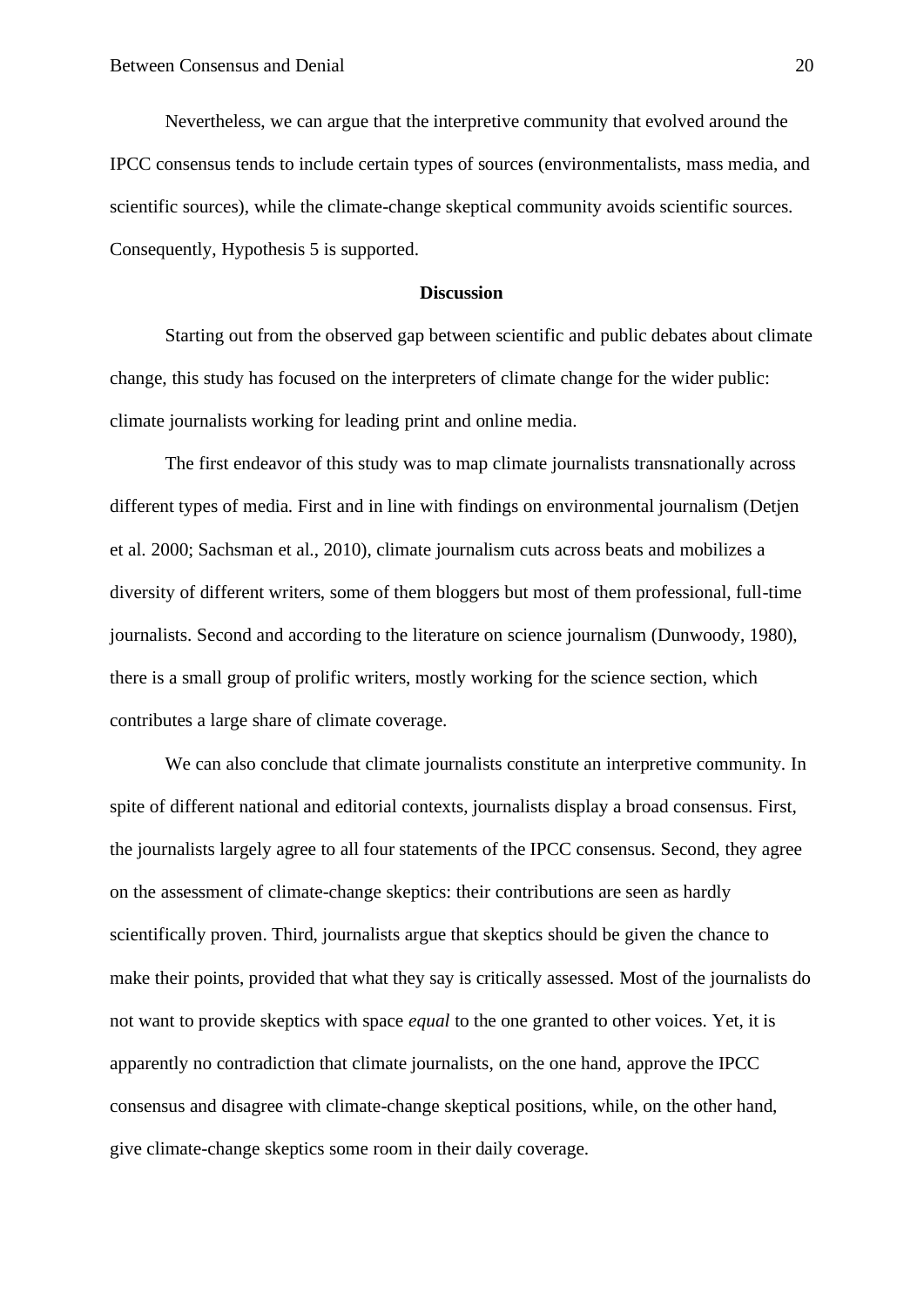Nevertheless, we can argue that the interpretive community that evolved around the IPCC consensus tends to include certain types of sources (environmentalists, mass media, and scientific sources), while the climate-change skeptical community avoids scientific sources. Consequently, Hypothesis 5 is supported.

## Discussion

Starting out from the observed gap between scientific and public debates about climate change, this study has focused on the interpreters of climate change for the wider public: climate journalists working for leading print and online media.

The first endeavor of this study was to map climate journalists transnationally across different types of media. First and in line with findings on environmental journalism (Detjen et al. 2000; Sachsman et al., 2010), climate journalism cuts across beats and mobilizes a diversity of different writers, some of them bloggers but most of them professional, full-time journalists. Second and according to the literature on science journalism (Dunwoody, 1980), there is a small group of prolific writers, mostly working for the science section, which contributes a large share of climate coverage.

We can also conclude that climate journalists constitute an interpretive community. In spite of different national and editorial contexts, journalists display a broad consensus. First, the journalists largely agree to all four statements of the IPCC consensus. Second, they agree on the assessment of climate-change skeptics: their contributions are seen as hardly scientifically proven. Third, journalists argue that skeptics should be given the chance to make their points, provided that what they say is critically assessed. Most of the journalists do not want to provide skeptics with space *equal* to the one granted to other voices. Yet, it is apparently no contradiction that climate journalists, on the one hand, approve the IPCC consensus and disagree with climate-change skeptical positions, while, on the other hand, give climate-change skeptics some room in their daily coverage.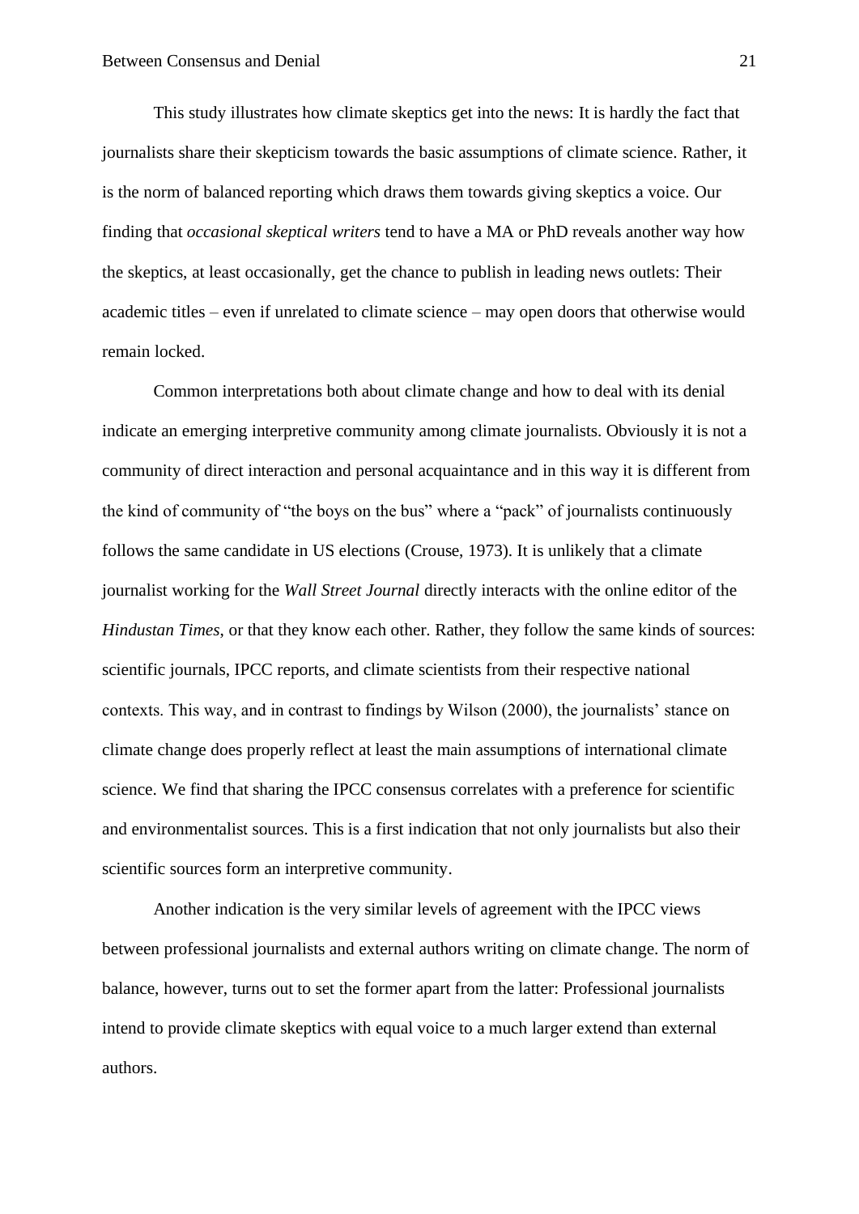This study illustrates how climate skeptics get into the news: It is hardly the fact that journalists share their skepticism towards the basic assumptions of climate science. Rather, it is the norm of balanced reporting which draws them towards giving skeptics a voice. Our finding that *occasional skeptical writers* tend to have a MA or PhD reveals another way how the skeptics, at least occasionally, get the chance to publish in leading news outlets: Their academic titles – even if unrelated to climate science – may open doors that otherwise would remain locked.

Common interpretations both about climate change and how to deal with its denial indicate an emerging interpretive community among climate journalists. Obviously it is not a community of direct interaction and personal acquaintance and in this way it is different from the kind of community of "the boys on the bus" where a "pack" of journalists continuously follows the same candidate in US elections (Crouse, 1973). It is unlikely that a climate journalist working for the *Wall Street Journal* directly interacts with the online editor of the *Hindustan Times*, or that they know each other. Rather, they follow the same kinds of sources: scientific journals, IPCC reports, and climate scientists from their respective national contexts. This way, and in contrast to findings by Wilson (2000), the journalists' stance on climate change does properly reflect at least the main assumptions of international climate science. We find that sharing the IPCC consensus correlates with a preference for scientific and environmentalist sources. This is a first indication that not only journalists but also their scientific sources form an interpretive community.

Another indication is the very similar levels of agreement with the IPCC views between professional journalists and external authors writing on climate change. The norm of balance, however, turns out to set the former apart from the latter: Professional journalists intend to provide climate skeptics with equal voice to a much larger extend than external authors.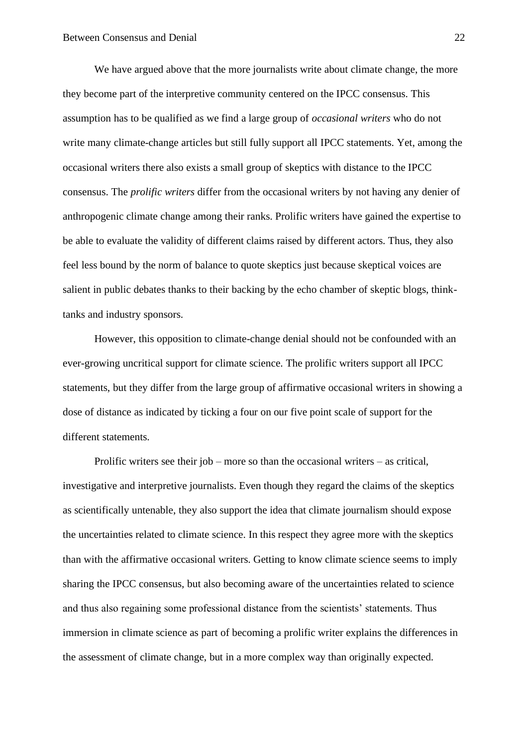We have argued above that the more journalists write about climate change, the more they become part of the interpretive community centered on the IPCC consensus. This assumption has to be qualified as we find a large group of *occasional writers* who do not write many climate-change articles but still fully support all IPCC statements. Yet, among the occasional writers there also exists a small group of skeptics with distance to the IPCC consensus. The *prolific writers* differ from the occasional writers by not having any denier of anthropogenic climate change among their ranks. Prolific writers have gained the expertise to be able to evaluate the validity of different claims raised by different actors. Thus, they also feel less bound by the norm of balance to quote skeptics just because skeptical voices are salient in public debates thanks to their backing by the echo chamber of skeptic blogs, think-tanks and industry sponsors.

However, this opposition to climate-change denial should not be confounded with an ever-growing uncritical support for climate science. The prolific writers support all IPCC statements, but they differ from the large group of affirmative occasional writers in showing a dose of distance as indicated by ticking a four on our five point scale of support for the different statements.

Prolific writers see their job – more so than the occasional writers – as critical, investigative and interpretive journalists. Even though they regard the claims of the skeptics as scientifically untenable, they also support the idea that climate journalism should expose the uncertainties related to climate science. In this respect they agree more with the skeptics than with the affirmative occasional writers. Getting to know climate science seems to imply sharing the IPCC consensus, but also becoming aware of the uncertainties related to science and thus also regaining some professional distance from the scientists' statements. Thus immersion in climate science as part of becoming a prolific writer explains the differences in the assessment of climate change, but in a more complex way than originally expected.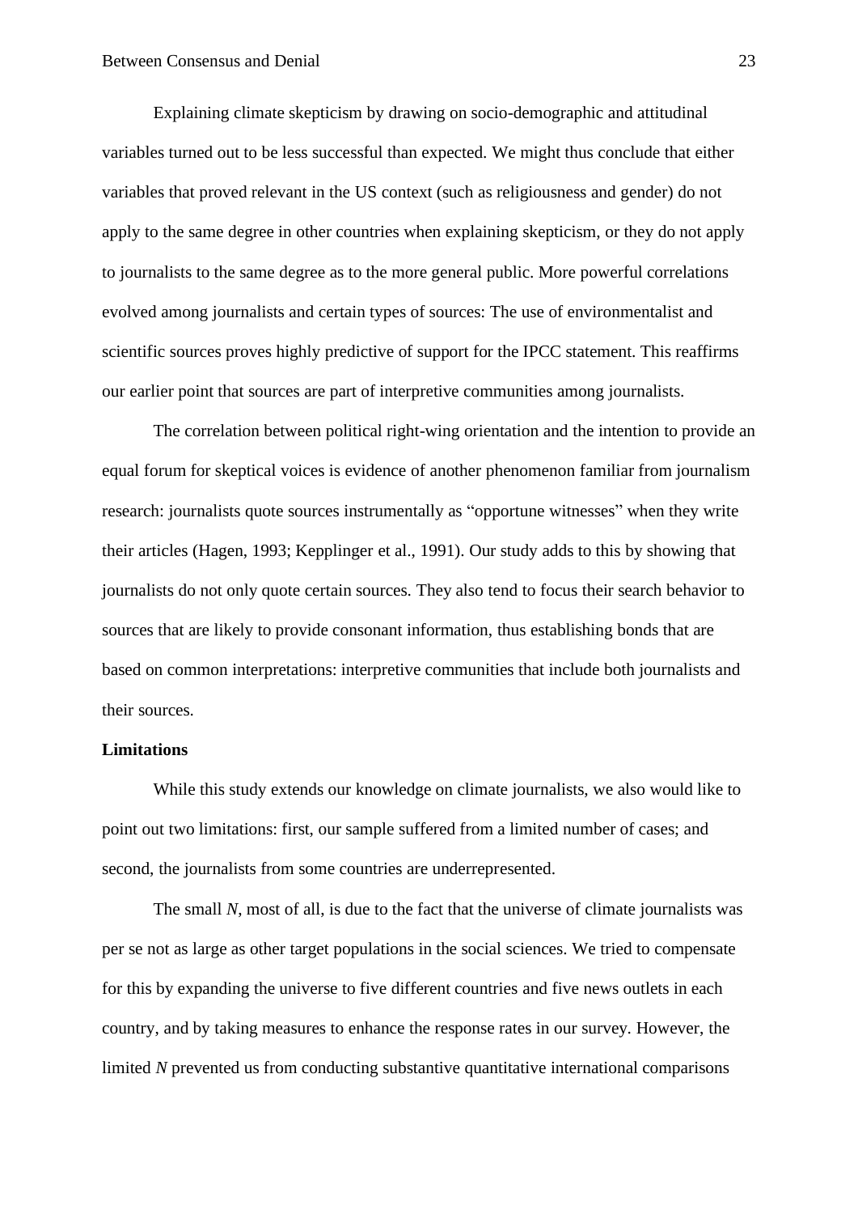Explaining climate skepticism by drawing on socio-demographic and attitudinal variables turned out to be less successful than expected. We might thus conclude that either variables that proved relevant in the US context (such as religiousness and gender) do not apply to the same degree in other countries when explaining skepticism, or they do not apply to journalists to the same degree as to the more general public. More powerful correlations evolved among journalists and certain types of sources: The use of environmentalist and scientific sources proves highly predictive of support for the IPCC statement. This reaffirms our earlier point that sources are part of interpretive communities among journalists.

The correlation between political right-wing orientation and the intention to provide an equal forum for skeptical voices is evidence of another phenomenon familiar from journalism research: journalists quote sources instrumentally as "opportune witnesses" when they write their articles (Hagen, 1993; Kepplinger et al., 1991). Our study adds to this by showing that journalists do not only quote certain sources. They also tend to focus their search behavior to sources that are likely to provide consonant information, thus establishing bonds that are based on common interpretations: interpretive communities that include both journalists and their sources.

**Limitations**

While this study extends our knowledge on climate journalists, we also would like to point out two limitations: first, our sample suffered from a limited number of cases; and second, the journalists from some countries are underrepresented.

The small *N*, most of all, is due to the fact that the universe of climate journalists was per se not as large as other target populations in the social sciences. We tried to compensate for this by expanding the universe to five different countries and five news outlets in each country, and by taking measures to enhance the response rates in our survey. However, the limited *N* prevented us from conducting substantive quantitative international comparisons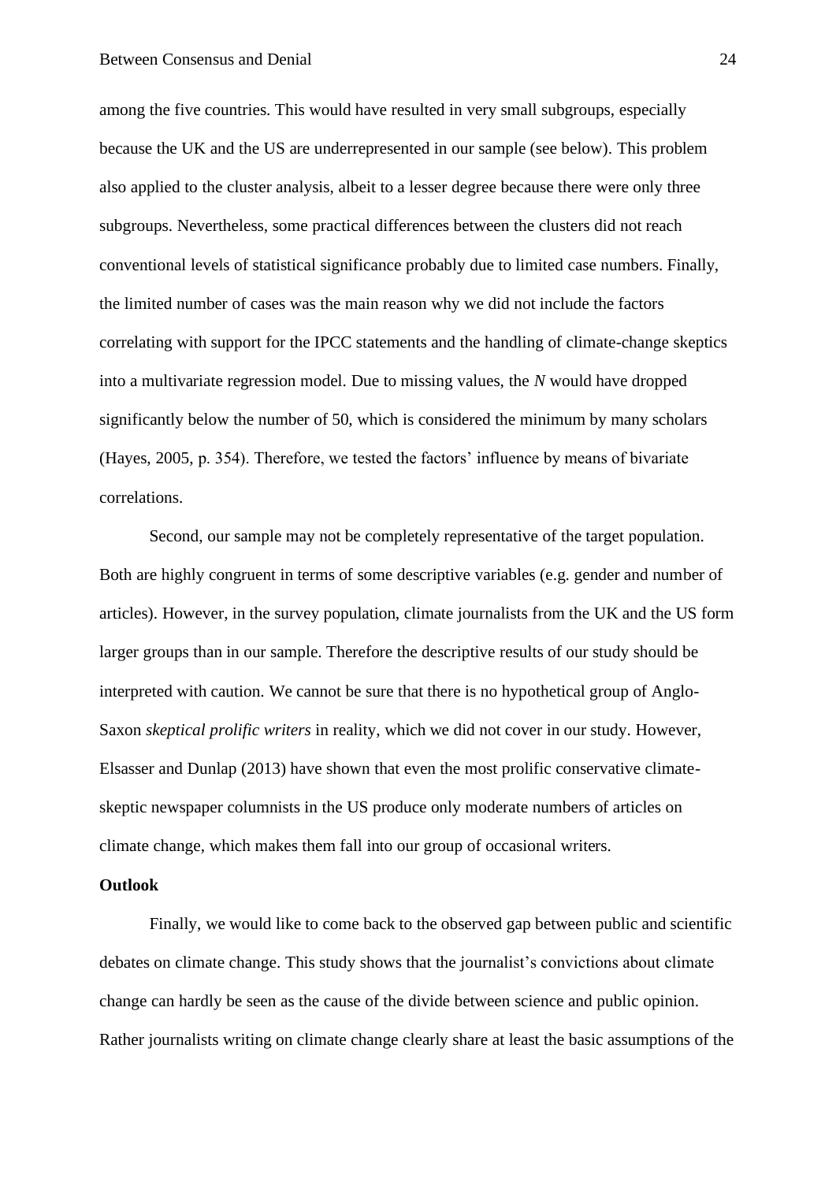among the five countries. This would have resulted in very small subgroups, especially because the UK and the US are underrepresented in our sample (see below). This problem also applied to the cluster analysis, albeit to a lesser degree because there were only three subgroups. Nevertheless, some practical differences between the clusters did not reach conventional levels of statistical significance probably due to limited case numbers. Finally, the limited number of cases was the main reason why we did not include the factors correlating with support for the IPCC statements and the handling of climate-change skeptics into a multivariate regression model. Due to missing values, the $N$ would have dropped significantly below the number of 50, which is considered the minimum by many scholars (Hayes, 2005, p. 354). Therefore, we tested the factors' influence by means of bivariate correlations.

Second, our sample may not be completely representative of the target population. Both are highly congruent in terms of some descriptive variables (e.g. gender and number of articles). However, in the survey population, climate journalists from the UK and the US form larger groups than in our sample. Therefore the descriptive results of our study should be interpreted with caution. We cannot be sure that there is no hypothetical group of Anglo-Saxon *skeptical prolific writers* in reality, which we did not cover in our study. However, Elsasser and Dunlap (2013) have shown that even the most prolific conservative climate-skeptic newspaper columnists in the US produce only moderate numbers of articles on climate change, which makes them fall into our group of occasional writers.

**Outlook**

Finally, we would like to come back to the observed gap between public and scientific debates on climate change. This study shows that the journalist's convictions about climate change can hardly be seen as the cause of the divide between science and public opinion. Rather journalists writing on climate change clearly share at least the basic assumptions of the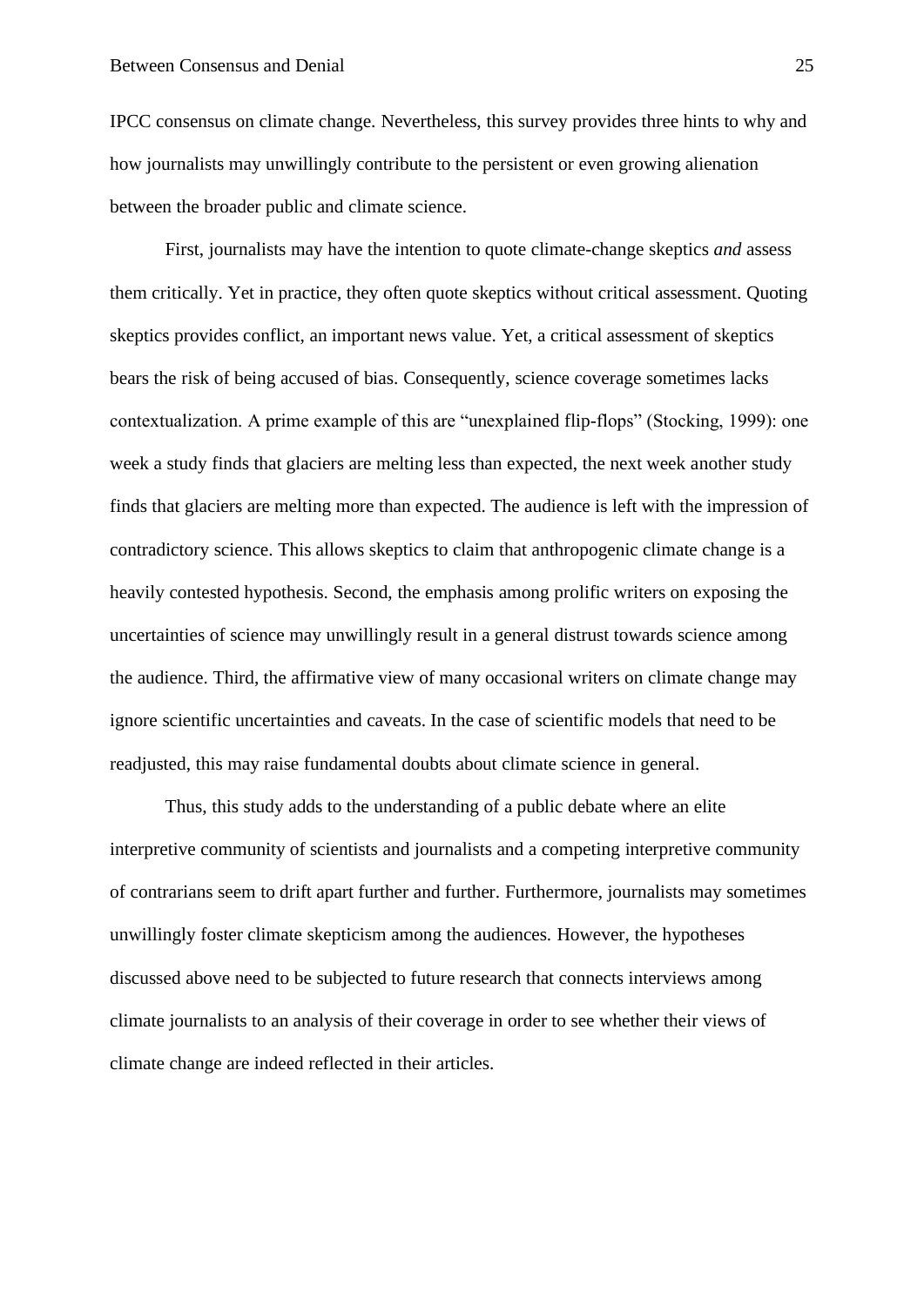IPCC consensus on climate change. Nevertheless, this survey provides three hints to why and how journalists may unwillingly contribute to the persistent or even growing alienation between the broader public and climate science.

First, journalists may have the intention to quote climate-change skeptics *and* assess them critically. Yet in practice, they often quote skeptics without critical assessment. Quoting skeptics provides conflict, an important news value. Yet, a critical assessment of skeptics bears the risk of being accused of bias. Consequently, science coverage sometimes lacks contextualization. A prime example of this are "unexplained flip-flops" (Stocking, 1999): one week a study finds that glaciers are melting less than expected, the next week another study finds that glaciers are melting more than expected. The audience is left with the impression of contradictory science. This allows skeptics to claim that anthropogenic climate change is a heavily contested hypothesis. Second, the emphasis among prolific writers on exposing the uncertainties of science may unwillingly result in a general distrust towards science among the audience. Third, the affirmative view of many occasional writers on climate change may ignore scientific uncertainties and caveats. In the case of scientific models that need to be readjusted, this may raise fundamental doubts about climate science in general.

Thus, this study adds to the understanding of a public debate where an elite interpretive community of scientists and journalists and a competing interpretive community of contrarians seem to drift apart further and further. Furthermore, journalists may sometimes unwillingly foster climate skepticism among the audiences. However, the hypotheses discussed above need to be subjected to future research that connects interviews among climate journalists to an analysis of their coverage in order to see whether their views of climate change are indeed reflected in their articles.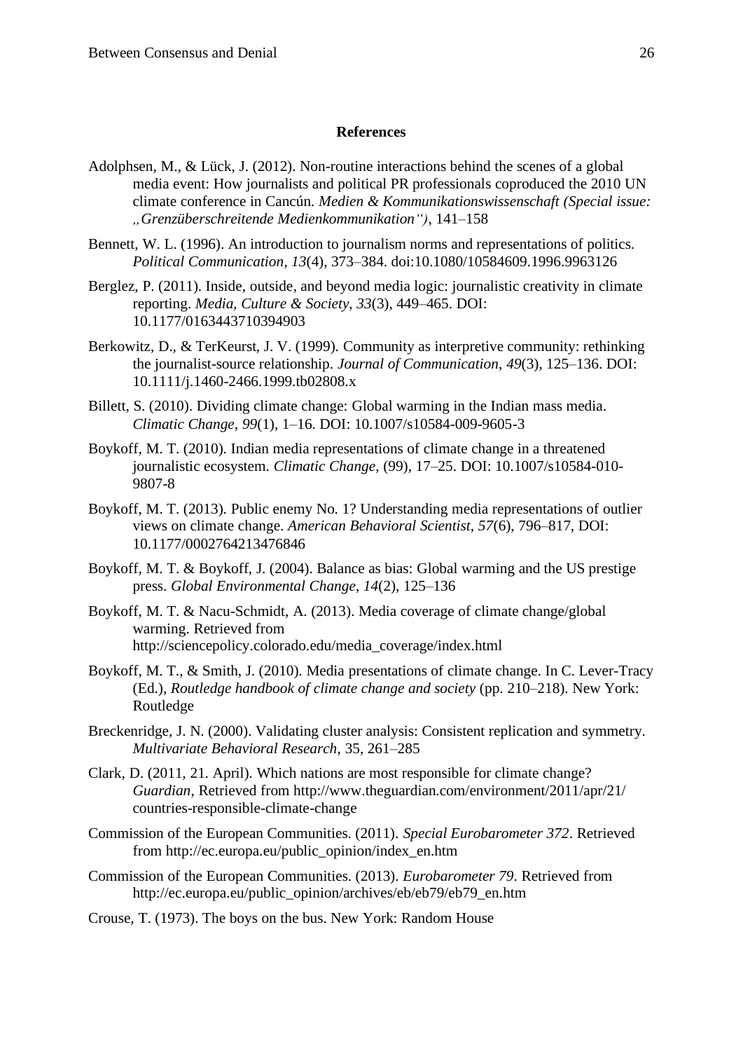## References

Adolphsen, M., & Lück, J. (2012). Non-routine interactions behind the scenes of a global media event: How journalists and political PR professionals coproduced the 2010 UN climate conference in Cancún. *Medien & Kommunikationswissenschaft (Special issue: „Grenzüberschreitende Medienkommunikation")*, 141–158

Bennett, W. L. (1996). An introduction to journalism norms and representations of politics. *Political Communication*, *13*(4), 373–384. doi:10.1080/10584609.1996.9963126

Berglez, P. (2011). Inside, outside, and beyond media logic: journalistic creativity in climate reporting. *Media, Culture & Society*, *33*(3), 449–465. DOI: 10.1177/0163443710394903

Berkowitz, D., & TerKeurst, J. V. (1999). Community as interpretive community: rethinking the journalist-source relationship. *Journal of Communication*, *49*(3), 125–136. DOI: 10.1111/j.1460-2466.1999.tb02808.x

Billett, S. (2010). Dividing climate change: Global warming in the Indian mass media. *Climatic Change*, *99*(1), 1–16. DOI: 10.1007/s10584-009-9605-3

Boykoff, M. T. (2010). Indian media representations of climate change in a threatened journalistic ecosystem. *Climatic Change*, (99), 17–25. DOI: 10.1007/s10584-010-9807-8

Boykoff, M. T. (2013). Public enemy No. 1? Understanding media representations of outlier views on climate change. *American Behavioral Scientist*, *57*(6), 796–817, DOI: 10.1177/0002764213476846

Boykoff, M. T. & Boykoff, J. (2004). Balance as bias: Global warming and the US prestige press. *Global Environmental Change*, *14*(2), 125–136

Boykoff, M. T. & Nacu-Schmidt, A. (2013). Media coverage of climate change/global warming. Retrieved from http://sciencepolicy.colorado.edu/media_coverage/index.html

Boykoff, M. T., & Smith, J. (2010). Media presentations of climate change. In C. Lever-Tracy (Ed.), *Routledge handbook of climate change and society* (pp. 210–218). New York: Routledge

Breckenridge, J. N. (2000). Validating cluster analysis: Consistent replication and symmetry. *Multivariate Behavioral Research*, 35, 261–285

Clark, D. (2011, 21. April). Which nations are most responsible for climate change? *Guardian*, Retrieved from http://www.theguardian.com/environment/2011/apr/21/countries-responsible-climate-change

Commission of the European Communities. (2011). *Special Eurobarometer 372*. Retrieved from http://ec.europa.eu/public_opinion/index_en.htm

Commission of the European Communities. (2013). *Eurobarometer 79*. Retrieved from http://ec.europa.eu/public_opinion/archives/eb/eb79/eb79_en.htm

Crouse, T. (1973). The boys on the bus. New York: Random House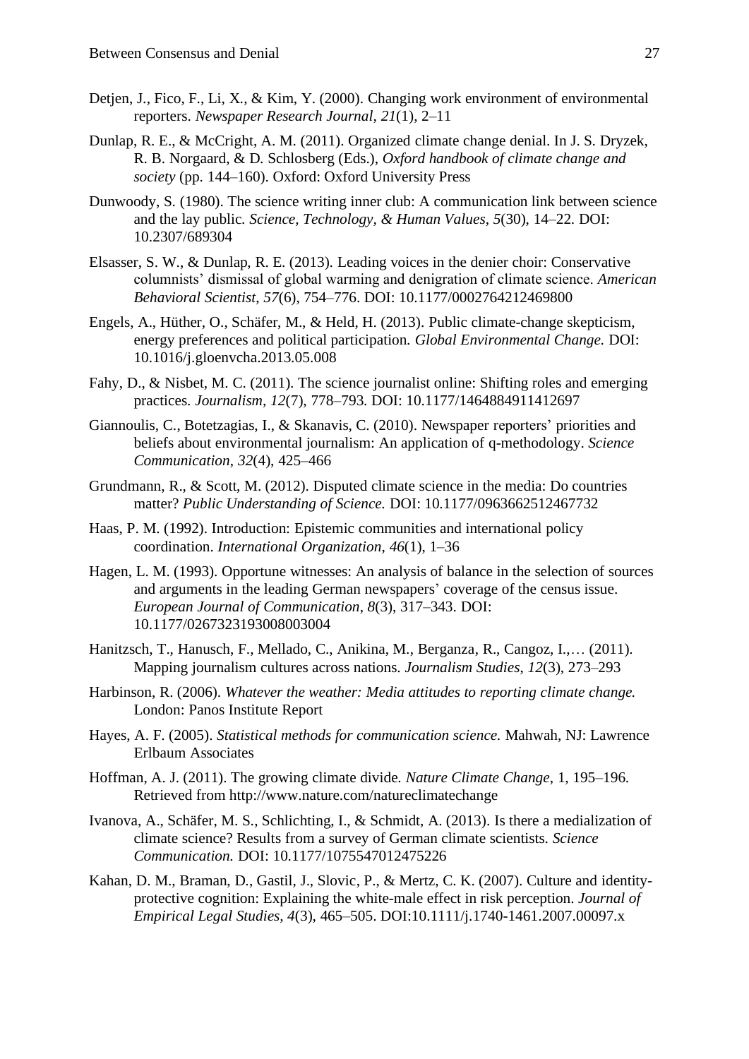Detjen, J., Fico, F., Li, X., & Kim, Y. (2000). Changing work environment of environmental reporters. *Newspaper Research Journal*, *21*(1), 2–11

Dunlap, R. E., & McCright, A. M. (2011). Organized climate change denial. In J. S. Dryzek, R. B. Norgaard, & D. Schlosberg (Eds.), *Oxford handbook of climate change and society* (pp. 144–160). Oxford: Oxford University Press

Dunwoody, S. (1980). The science writing inner club: A communication link between science and the lay public. *Science, Technology, & Human Values*, *5*(30), 14–22. DOI: 10.2307/689304

Elsasser, S. W., & Dunlap, R. E. (2013). Leading voices in the denier choir: Conservative columnists' dismissal of global warming and denigration of climate science. *American Behavioral Scientist*, *57*(6), 754–776. DOI: 10.1177/0002764212469800

Engels, A., Hüther, O., Schäfer, M., & Held, H. (2013). Public climate-change skepticism, energy preferences and political participation. *Global Environmental Change.* DOI: 10.1016/j.gloenvcha.2013.05.008

Fahy, D., & Nisbet, M. C. (2011). The science journalist online: Shifting roles and emerging practices. *Journalism*, *12*(7), 778–793. DOI: 10.1177/1464884911412697

Giannoulis, C., Botetzagias, I., & Skanavis, C. (2010). Newspaper reporters' priorities and beliefs about environmental journalism: An application of q-methodology. *Science Communication*, *32*(4), 425–466

Grundmann, R., & Scott, M. (2012). Disputed climate science in the media: Do countries matter? *Public Understanding of Science.* DOI: 10.1177/0963662512467732

Haas, P. M. (1992). Introduction: Epistemic communities and international policy coordination. *International Organization*, *46*(1), 1–36

Hagen, L. M. (1993). Opportune witnesses: An analysis of balance in the selection of sources and arguments in the leading German newspapers' coverage of the census issue. *European Journal of Communication*, *8*(3), 317–343. DOI: 10.1177/0267323193008003004

Hanitzsch, T., Hanusch, F., Mellado, C., Anikina, M., Berganza, R., Cangoz, I.,… (2011). Mapping journalism cultures across nations. *Journalism Studies*, *12*(3), 273–293

Harbinson, R. (2006). *Whatever the weather: Media attitudes to reporting climate change.* London: Panos Institute Report

Hayes, A. F. (2005). *Statistical methods for communication science.* Mahwah, NJ: Lawrence Erlbaum Associates

Hoffman, A. J. (2011). The growing climate divide. *Nature Climate Change*, 1, 195–196. Retrieved from http://www.nature.com/natureclimatechange

Ivanova, A., Schäfer, M. S., Schlichting, I., & Schmidt, A. (2013). Is there a medialization of climate science? Results from a survey of German climate scientists. *Science Communication.* DOI: 10.1177/1075547012475226

Kahan, D. M., Braman, D., Gastil, J., Slovic, P., & Mertz, C. K. (2007). Culture and identity-protective cognition: Explaining the white-male effect in risk perception. *Journal of Empirical Legal Studies*, *4*(3), 465–505. DOI:10.1111/j.1740-1461.2007.00097.x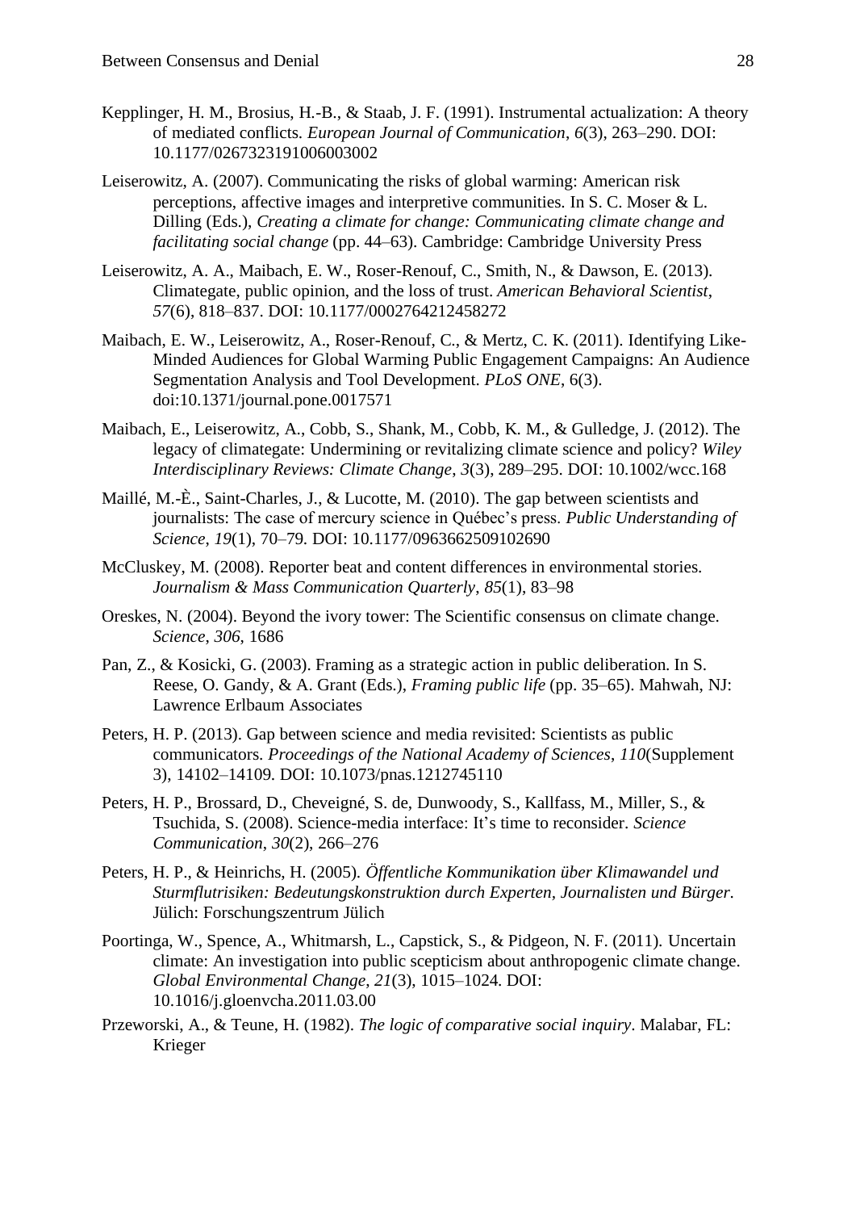Kepplinger, H. M., Brosius, H.-B., & Staab, J. F. (1991). Instrumental actualization: A theory of mediated conflicts. *European Journal of Communication*, *6*(3), 263–290. DOI: 10.1177/0267323191006003002

Leiserowitz, A. (2007). Communicating the risks of global warming: American risk perceptions, affective images and interpretive communities. In S. C. Moser & L. Dilling (Eds.), *Creating a climate for change: Communicating climate change and facilitating social change* (pp. 44–63). Cambridge: Cambridge University Press

Leiserowitz, A. A., Maibach, E. W., Roser-Renouf, C., Smith, N., & Dawson, E. (2013). Climategate, public opinion, and the loss of trust. *American Behavioral Scientist*, *57*(6), 818–837. DOI: 10.1177/0002764212458272

Maibach, E. W., Leiserowitz, A., Roser-Renouf, C., & Mertz, C. K. (2011). Identifying Like-Minded Audiences for Global Warming Public Engagement Campaigns: An Audience Segmentation Analysis and Tool Development. *PLoS ONE*, 6(3). doi:10.1371/journal.pone.0017571

Maibach, E., Leiserowitz, A., Cobb, S., Shank, M., Cobb, K. M., & Gulledge, J. (2012). The legacy of climategate: Undermining or revitalizing climate science and policy? *Wiley Interdisciplinary Reviews: Climate Change*, *3*(3), 289–295. DOI: 10.1002/wcc.168

Maillé, M.-È., Saint-Charles, J., & Lucotte, M. (2010). The gap between scientists and journalists: The case of mercury science in Québec's press. *Public Understanding of Science*, *19*(1), 70–79. DOI: 10.1177/0963662509102690

McCluskey, M. (2008). Reporter beat and content differences in environmental stories. *Journalism & Mass Communication Quarterly*, *85*(1), 83–98

Oreskes, N. (2004). Beyond the ivory tower: The Scientific consensus on climate change. *Science*, *306*, 1686

Pan, Z., & Kosicki, G. (2003). Framing as a strategic action in public deliberation. In S. Reese, O. Gandy, & A. Grant (Eds.), *Framing public life* (pp. 35–65). Mahwah, NJ: Lawrence Erlbaum Associates

Peters, H. P. (2013). Gap between science and media revisited: Scientists as public communicators. *Proceedings of the National Academy of Sciences*, *110*(Supplement 3), 14102–14109. DOI: 10.1073/pnas.1212745110

Peters, H. P., Brossard, D., Cheveigné, S. de, Dunwoody, S., Kallfass, M., Miller, S., & Tsuchida, S. (2008). Science-media interface: It's time to reconsider. *Science Communication*, *30*(2), 266–276

Peters, H. P., & Heinrichs, H. (2005). *Öffentliche Kommunikation über Klimawandel und Sturmflutrisiken: Bedeutungskonstruktion durch Experten, Journalisten und Bürger*. Jülich: Forschungszentrum Jülich

Poortinga, W., Spence, A., Whitmarsh, L., Capstick, S., & Pidgeon, N. F. (2011). Uncertain climate: An investigation into public scepticism about anthropogenic climate change. *Global Environmental Change*, *21*(3), 1015–1024. DOI: 10.1016/j.gloenvcha.2011.03.00

Przeworski, A., & Teune, H. (1982). *The logic of comparative social inquiry*. Malabar, FL: Krieger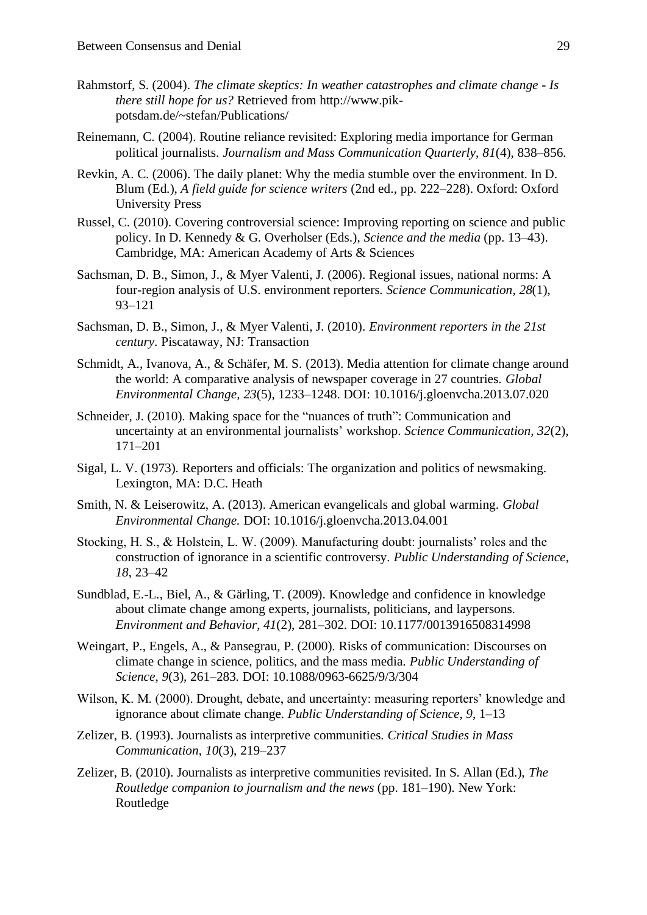Rahmstorf, S. (2004). *The climate skeptics: In weather catastrophes and climate change - Is there still hope for us?* Retrieved from http://www.pik-potsdam.de/~stefan/Publications/

Reinemann, C. (2004). Routine reliance revisited: Exploring media importance for German political journalists. *Journalism and Mass Communication Quarterly*, *81*(4), 838–856.

Revkin, A. C. (2006). The daily planet: Why the media stumble over the environment. In D. Blum (Ed.), *A field guide for science writers* (2nd ed., pp. 222–228). Oxford: Oxford University Press

Russel, C. (2010). Covering controversial science: Improving reporting on science and public policy. In D. Kennedy & G. Overholser (Eds.), *Science and the media* (pp. 13–43). Cambridge, MA: American Academy of Arts & Sciences

Sachsman, D. B., Simon, J., & Myer Valenti, J. (2006). Regional issues, national norms: A four-region analysis of U.S. environment reporters. *Science Communication*, *28*(1), 93–121

Sachsman, D. B., Simon, J., & Myer Valenti, J. (2010). *Environment reporters in the 21st century*. Piscataway, NJ: Transaction

Schmidt, A., Ivanova, A., & Schäfer, M. S. (2013). Media attention for climate change around the world: A comparative analysis of newspaper coverage in 27 countries. *Global Environmental Change*, *23*(5), 1233–1248. DOI: 10.1016/j.gloenvcha.2013.07.020

Schneider, J. (2010). Making space for the "nuances of truth": Communication and uncertainty at an environmental journalists' workshop. *Science Communication*, *32*(2), 171–201

Sigal, L. V. (1973). Reporters and officials: The organization and politics of newsmaking. Lexington, MA: D.C. Heath

Smith, N. & Leiserowitz, A. (2013). American evangelicals and global warming. *Global Environmental Change.* DOI: 10.1016/j.gloenvcha.2013.04.001

Stocking, H. S., & Holstein, L. W. (2009). Manufacturing doubt: journalists' roles and the construction of ignorance in a scientific controversy. *Public Understanding of Science*, *18*, 23–42

Sundblad, E.-L., Biel, A., & Gärling, T. (2009). Knowledge and confidence in knowledge about climate change among experts, journalists, politicians, and laypersons. *Environment and Behavior*, *41*(2), 281–302. DOI: 10.1177/0013916508314998

Weingart, P., Engels, A., & Pansegrau, P. (2000). Risks of communication: Discourses on climate change in science, politics, and the mass media. *Public Understanding of Science*, *9*(3), 261–283. DOI: 10.1088/0963-6625/9/3/304

Wilson, K. M. (2000). Drought, debate, and uncertainty: measuring reporters' knowledge and ignorance about climate change. *Public Understanding of Science*, *9*, 1–13

Zelizer, B. (1993). Journalists as interpretive communities. *Critical Studies in Mass Communication*, *10*(3), 219–237

Zelizer, B. (2010). Journalists as interpretive communities revisited. In S. Allan (Ed.), *The Routledge companion to journalism and the news* (pp. 181–190). New York: Routledge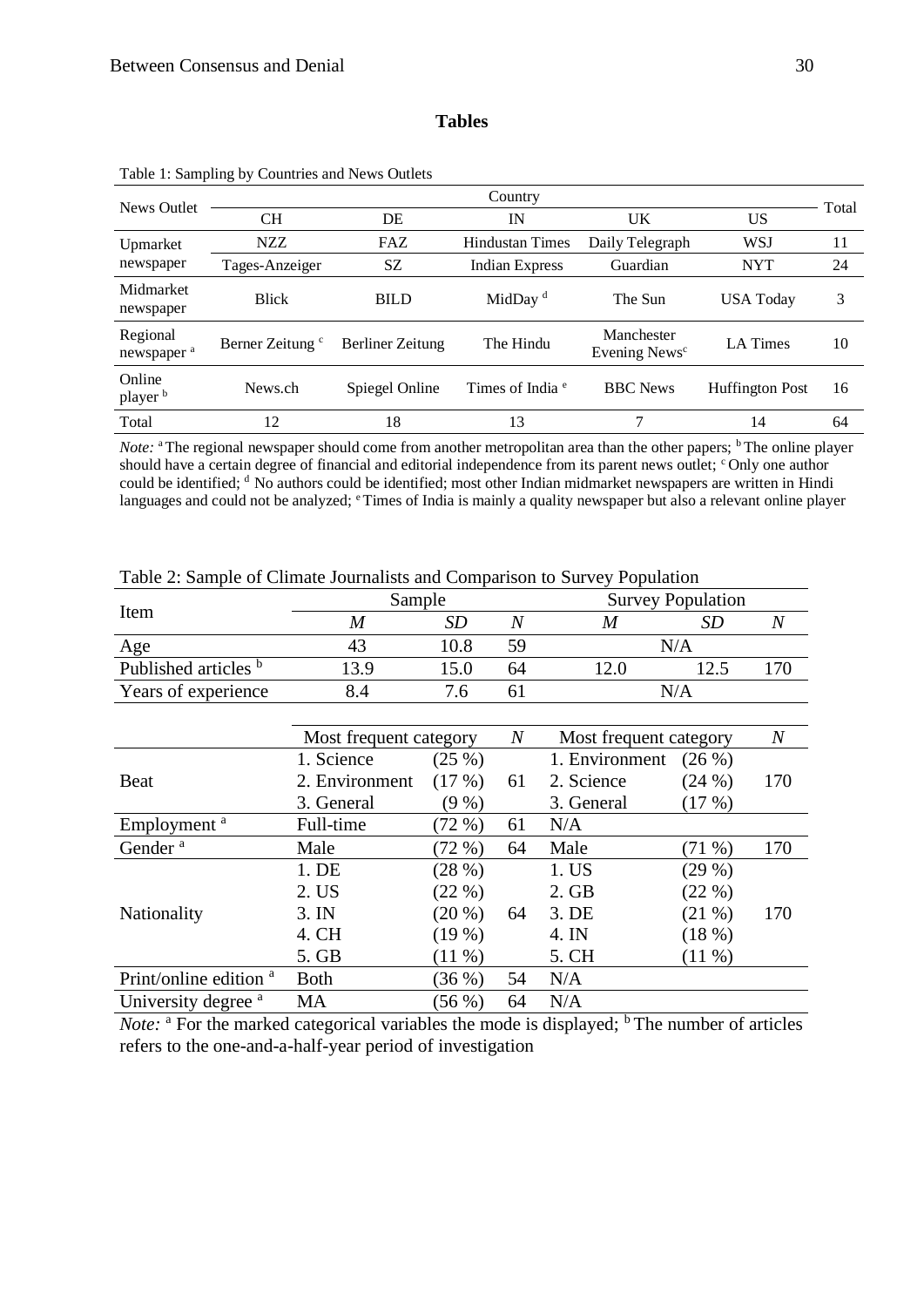# Tables

Table 1: Sampling by Countries and News Outlets

| News Outlet | Country | | | | | Total |
|---|---|---|---|---|---|---|
| | CH | DE | IN | UK | US | |
| Upmarket newspaper | NZZ | FAZ | Hindustan Times | Daily Telegraph | WSJ | 11 |
| | Tages-Anzeiger | SZ | Indian Express | Guardian | NYT | 24 |
| Midmarket newspaper | Blick | BILD | MidDay [d] | The Sun | USA Today | 3 |
| Regional newspaper [a] | Berner Zeitung [c] | Berliner Zeitung | The Hindu | Manchester Evening News[c] | LA Times | 10 |
| Online player [b] | News.ch | Spiegel Online | Times of India [e] | BBC News | Huffington Post | 16 |
| Total | 12 | 18 | 13 | 7 | 14 | 64 |

*Note:* [a] The regional newspaper should come from another metropolitan area than the other papers; [b] The online player should have a certain degree of financial and editorial independence from its parent news outlet; [c] Only one author could be identified; [d] No authors could be identified; most other Indian midmarket newspapers are written in Hindi languages and could not be analyzed; [e] Times of India is mainly a quality newspaper but also a relevant online player

Table 2: Sample of Climate Journalists and Comparison to Survey Population

| Item | Sample | | | Survey Population | | |
|---|---|---|---|---|---|---|
| | *M* | *SD* | *N* | *M* | *SD* | *N* |
| Age | 43 | 10.8 | 59 | N/A | | |
| Published articles [b] | 13.9 | 15.0 | 64 | 12.0 | 12.5 | 170 |
| Years of experience | 8.4 | 7.6 | 61 | N/A | | |

| | Most frequent category | | *N* | Most frequent category | | *N* |
|---|---|---|---|---|---|---|
| Beat | 1. Science | (25 %) | 61 | 1. Environment | (26 %) | 170 |
| | 2. Environment | (17 %) | | 2. Science | (24 %) | |
| | 3. General | (9 %) | | 3. General | (17 %) | |
| Employment [a] | Full-time | (72 %) | 61 | N/A | | |
| Gender [a] | Male | (72 %) | 64 | Male | (71 %) | 170 |
| Nationality | 1. DE | (28 %) | 64 | 1. US | (29 %) | 170 |
| | 2. US | (22 %) | | 2. GB | (22 %) | |
| | 3. IN | (20 %) | | 3. DE | (21 %) | |
| | 4. CH | (19 %) | | 4. IN | (18 %) | |
| | 5. GB | (11 %) | | 5. CH | (11 %) | |
| Print/online edition [a] | Both | (36 %) | 54 | N/A | | |
| University degree [a] | MA | (56 %) | 64 | N/A | | |

*Note:* [a] For the marked categorical variables the mode is displayed; [b] The number of articles refers to the one-and-a-half-year period of investigation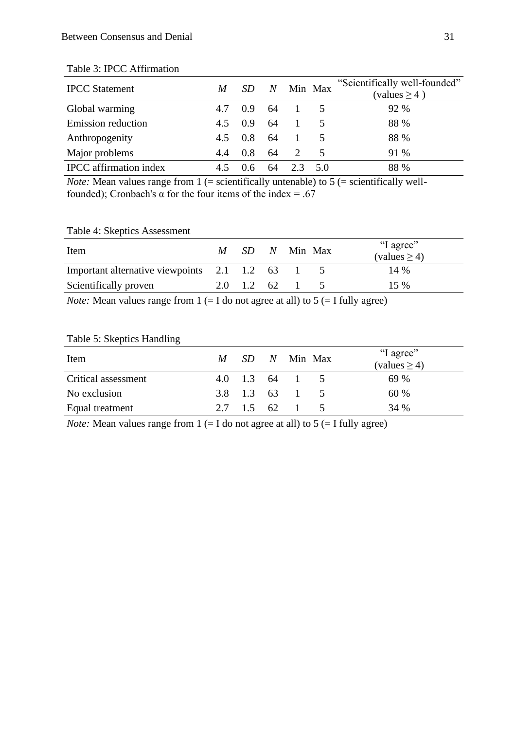Table 3: IPCC Affirmation

| IPCC Statement | *M* | *SD* | *N* | Min | Max | "Scientifically well-founded" (values ≥ 4 ) |
|---|---|---|---|---|---|---|
| Global warming | 4.7 | 0.9 | 64 | 1 | 5 | 92 % |
| Emission reduction | 4.5 | 0.9 | 64 | 1 | 5 | 88 % |
| Anthropogenity | 4.5 | 0.8 | 64 | 1 | 5 | 88 % |
| Major problems | 4.4 | 0.8 | 64 | 2 | 5 | 91 % |
| IPCC affirmation index | 4.5 | 0.6 | 64 | 2.3 | 5.0 | 88 % |

*Note:* Mean values range from 1 (= scientifically untenable) to 5 (= scientifically well-founded); Cronbach's α for the four items of the index = .67

Table 4: Skeptics Assessment

| Item | *M* | *SD* | *N* | Min | Max | "I agree" (values ≥ 4) |
|---|---|---|---|---|---|---|
| Important alternative viewpoints | 2.1 | 1.2 | 63 | 1 | 5 | 14 % |
| Scientifically proven | 2.0 | 1.2 | 62 | 1 | 5 | 15 % |

*Note:* Mean values range from 1 (= I do not agree at all) to 5 (= I fully agree)

Table 5: Skeptics Handling

| Item | *M* | *SD* | *N* | Min | Max | "I agree" (values ≥ 4) |
|---|---|---|---|---|---|---|
| Critical assessment | 4.0 | 1.3 | 64 | 1 | 5 | 69 % |
| No exclusion | 3.8 | 1.3 | 63 | 1 | 5 | 60 % |
| Equal treatment | 2.7 | 1.5 | 62 | 1 | 5 | 34 % |

*Note:* Mean values range from 1 (= I do not agree at all) to 5 (= I fully agree)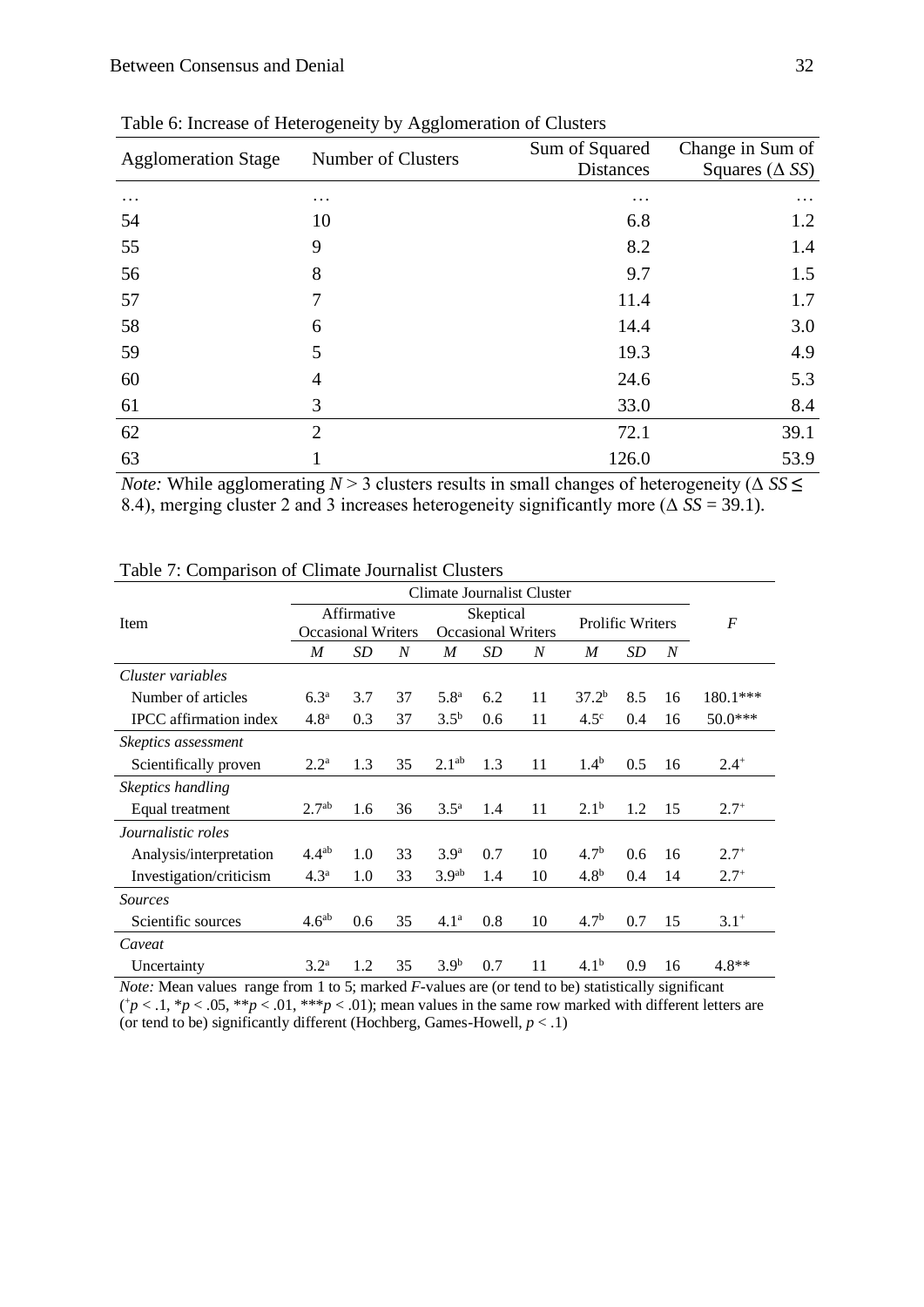Table 6: Increase of Heterogeneity by Agglomeration of Clusters

| Agglomeration Stage | Number of Clusters | Sum of Squared Distances | Change in Sum of Squares ($\Delta$ *SS*) |
|---|---|---|---|
| … | … | … | … |
| 54 | 10 | 6.8 | 1.2 |
| 55 | 9 | 8.2 | 1.4 |
| 56 | 8 | 9.7 | 1.5 |
| 57 | 7 | 11.4 | 1.7 |
| 58 | 6 | 14.4 | 3.0 |
| 59 | 5 | 19.3 | 4.9 |
| 60 | 4 | 24.6 | 5.3 |
| 61 | 3 | 33.0 | 8.4 |
| 62 | 2 | 72.1 | 39.1 |
| 63 | 1 | 126.0 | 53.9 |

*Note:* While agglomerating $N > 3$ clusters results in small changes of heterogeneity ($\Delta$ $SS \leq 8.4$), merging cluster 2 and 3 increases heterogeneity significantly more ($\Delta$ $SS = 39.1$).

Table 7: Comparison of Climate Journalist Clusters

| Item | Climate Journalist Cluster | | | | | | | | | *F* |
|---|---|---|---|---|---|---|---|---|---|---|
| | Affirmative Occasional Writers | | | Skeptical Occasional Writers | | | Prolific Writers | | | |
| | *M* | *SD* | *N* | *M* | *SD* | *N* | *M* | *SD* | *N* | |
| *Cluster variables* | | | | | | | | | | |
| Number of articles | 6.3[a] | 3.7 | 37 | 5.8[a] | 6.2 | 11 | 37.2[b] | 8.5 | 16 | 180.1*** |
| IPCC affirmation index | 4.8[a] | 0.3 | 37 | 3.5[b] | 0.6 | 11 | 4.5[c] | 0.4 | 16 | 50.0*** |
| *Skeptics assessment* | | | | | | | | | | |
| Scientifically proven | 2.2[a] | 1.3 | 35 | 2.1[ab] | 1.3 | 11 | 1.4[b] | 0.5 | 16 | 2.4[+] |
| *Skeptics handling* | | | | | | | | | | |
| Equal treatment | 2.7[ab] | 1.6 | 36 | 3.5[a] | 1.4 | 11 | 2.1[b] | 1.2 | 15 | 2.7[+] |
| *Journalistic roles* | | | | | | | | | | |
| Analysis/interpretation | 4.4[ab] | 1.0 | 33 | 3.9[a] | 0.7 | 10 | 4.7[b] | 0.6 | 16 | 2.7[+] |
| Investigation/criticism | 4.3[a] | 1.0 | 33 | 3.9[ab] | 1.4 | 10 | 4.8[b] | 0.4 | 14 | 2.7[+] |
| *Sources* | | | | | | | | | | |
| Scientific sources | 4.6[ab] | 0.6 | 35 | 4.1[a] | 0.8 | 10 | 4.7[b] | 0.7 | 15 | 3.1[+] |
| *Caveat* | | | | | | | | | | |
| Uncertainty | 3.2[a] | 1.2 | 35 | 3.9[b] | 0.7 | 11 | 4.1[b] | 0.9 | 16 | 4.8** |

*Note:* Mean values range from 1 to 5; marked *F*-values are (or tend to be) statistically significant ($^+p < .1$, $^*p < .05$, $^{**}p < .01$, $^{***}p < .01$); mean values in the same row marked with different letters are (or tend to be) significantly different (Hochberg, Games-Howell, $p < .1$)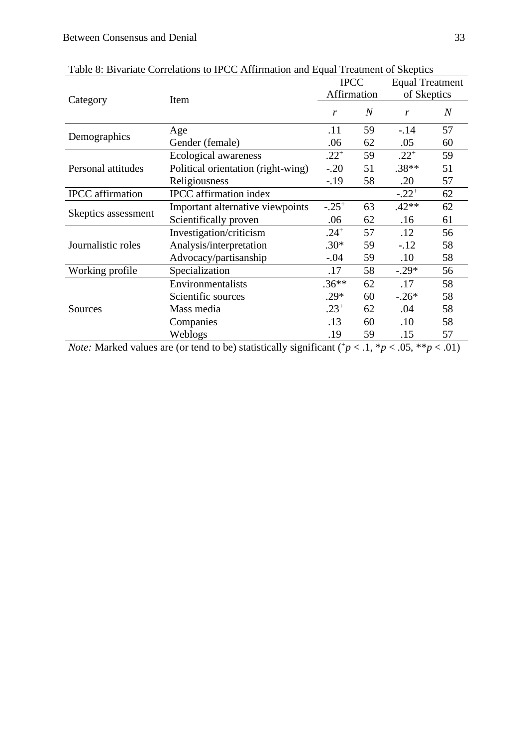Table 8: Bivariate Correlations to IPCC Affirmation and Equal Treatment of Skeptics

| Category | Item | IPCC Affirmation | | Equal Treatment of Skeptics | |
|---|---|---|---|---|---|
| | | *r* | *N* | *r* | *N* |
| Demographics | Age | .11 | 59 | -.14 | 57 |
| | Gender (female) | .06 | 62 | .05 | 60 |
| Personal attitudes | Ecological awareness | $.22^{+}$ | 59 | $.22^{+}$ | 59 |
| | Political orientation (right-wing) | -.20 | 51 | .38** | 51 |
| | Religiousness | -.19 | 58 | .20 | 57 |
| IPCC affirmation | IPCC affirmation index | | | $-.22^{+}$ | 62 |
| Skeptics assessment | Important alternative viewpoints | $-.25^{+}$ | 63 | .42** | 62 |
| | Scientifically proven | .06 | 62 | .16 | 61 |
| Journalistic roles | Investigation/criticism | $.24^{+}$ | 57 | .12 | 56 |
| | Analysis/interpretation | .30* | 59 | -.12 | 58 |
| | Advocacy/partisanship | -.04 | 59 | .10 | 58 |
| Working profile | Specialization | .17 | 58 | -.29* | 56 |
| Sources | Environmentalists | .36** | 62 | .17 | 58 |
| | Scientific sources | .29* | 60 | -.26* | 58 |
| | Mass media | $.23^{+}$ | 62 | .04 | 58 |
| | Companies | .13 | 60 | .10 | 58 |
| | Weblogs | .19 | 59 | .15 | 57 |

*Note:* Marked values are (or tend to be) statistically significant ($^{+}p < .1$, $^{*}p < .05$, $^{**}p < .01$)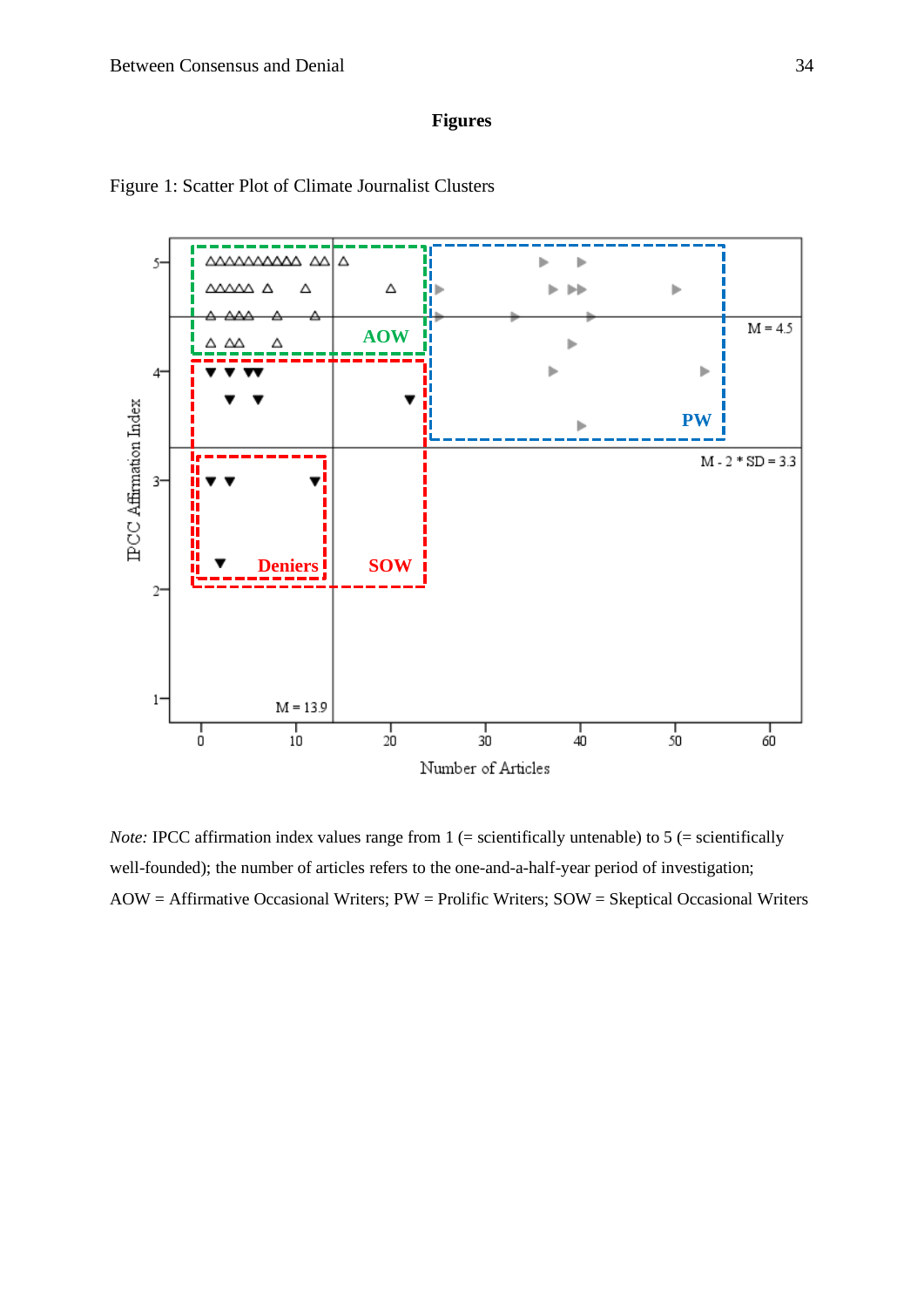# Figures

Figure 1: Scatter Plot of Climate Journalist Clusters

*Note:* IPCC affirmation index values range from 1 (= scientifically untenable) to 5 (= scientifically well-founded); the number of articles refers to the one-and-a-half-year period of investigation; AOW = Affirmative Occasional Writers; PW = Prolific Writers; SOW = Skeptical Occasional Writers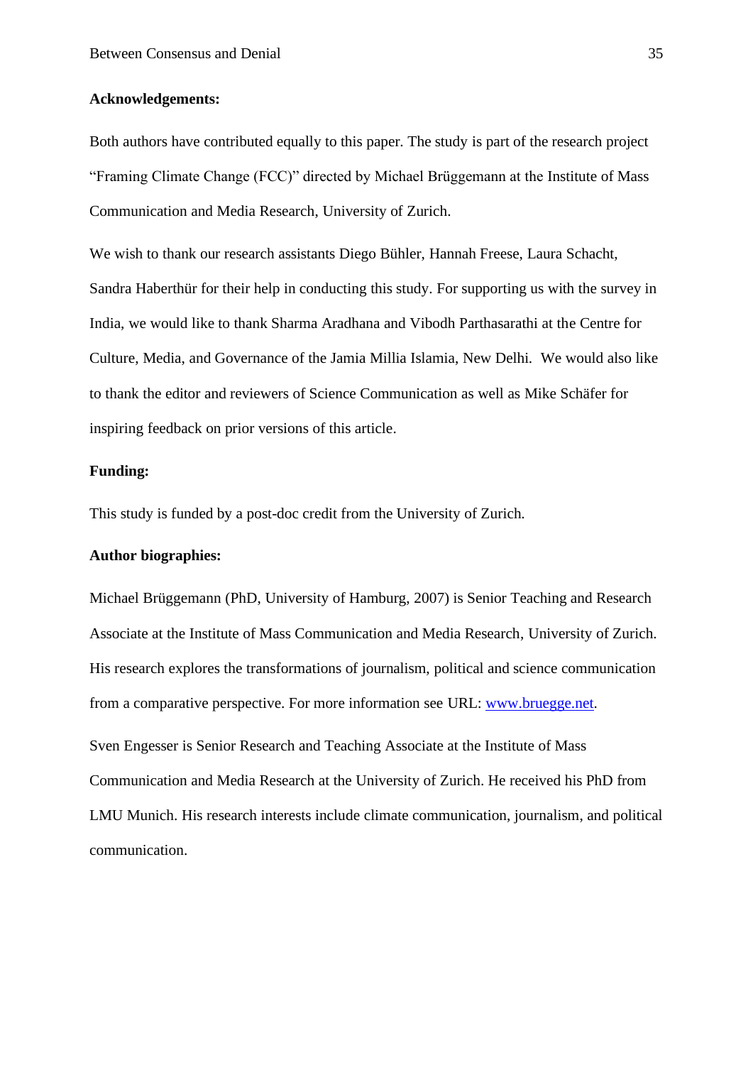**Acknowledgements:**

Both authors have contributed equally to this paper. The study is part of the research project "Framing Climate Change (FCC)" directed by Michael Brüggemann at the Institute of Mass Communication and Media Research, University of Zurich.

We wish to thank our research assistants Diego Bühler, Hannah Freese, Laura Schacht, Sandra Haberthür for their help in conducting this study. For supporting us with the survey in India, we would like to thank Sharma Aradhana and Vibodh Parthasarathi at the Centre for Culture, Media, and Governance of the Jamia Millia Islamia, New Delhi. We would also like to thank the editor and reviewers of Science Communication as well as Mike Schäfer for inspiring feedback on prior versions of this article.

**Funding:**

This study is funded by a post-doc credit from the University of Zurich.

**Author biographies:**

Michael Brüggemann (PhD, University of Hamburg, 2007) is Senior Teaching and Research Associate at the Institute of Mass Communication and Media Research, University of Zurich. His research explores the transformations of journalism, political and science communication from a comparative perspective. For more information see URL: [www.bruegge.net](www.bruegge.net).

Sven Engesser is Senior Research and Teaching Associate at the Institute of Mass Communication and Media Research at the University of Zurich. He received his PhD from LMU Munich. His research interests include climate communication, journalism, and political communication.